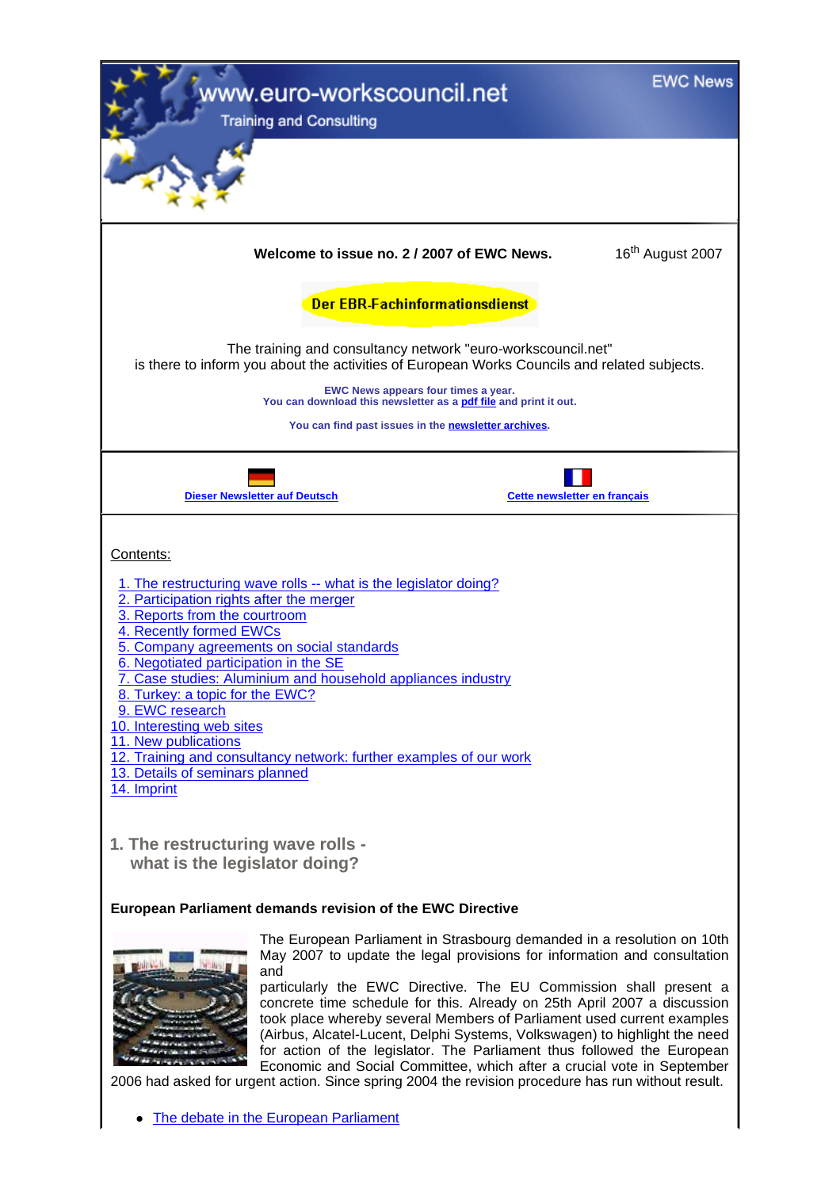www.euro-workscouncil.net

Training and Consulting

EWC News

**Welcome to issue no. 2 / 2007 of EWC News.** 16th August 2007

**Der EBR-Fachinformationsdienst**

The training and consultancy network "euro-workscouncil.net"
is there to inform you about the activities of European Works Councils and related subjects.

**EWC News appears four times a year.**
**You can download this newsletter as a pdf file and print it out.**

**You can find past issues in the newsletter archives.**

**Dieser Newsletter auf Deutsch** **Cette newsletter en français**

Contents:

1. The restructuring wave rolls -- what is the legislator doing?
2. Participation rights after the merger
3. Reports from the courtroom
4. Recently formed EWCs
5. Company agreements on social standards
6. Negotiated participation in the SE
7. Case studies: Aluminium and household appliances industry
8. Turkey: a topic for the EWC?
9. EWC research
10. Interesting web sites
11. New publications
12. Training and consultancy network: further examples of our work
13. Details of seminars planned
14. Imprint

## 1. The restructuring wave rolls - what is the legislator doing?

### European Parliament demands revision of the EWC Directive

The European Parliament in Strasbourg demanded in a resolution on 10th May 2007 to update the legal provisions for information and consultation and particularly the EWC Directive. The EU Commission shall present a concrete time schedule for this. Already on 25th April 2007 a discussion took place whereby several Members of Parliament used current examples (Airbus, Alcatel-Lucent, Delphi Systems, Volkswagen) to highlight the need for action of the legislator. The Parliament thus followed the European Economic and Social Committee, which after a crucial vote in September 2006 had asked for urgent action. Since spring 2004 the revision procedure has run without result.

- The debate in the European Parliament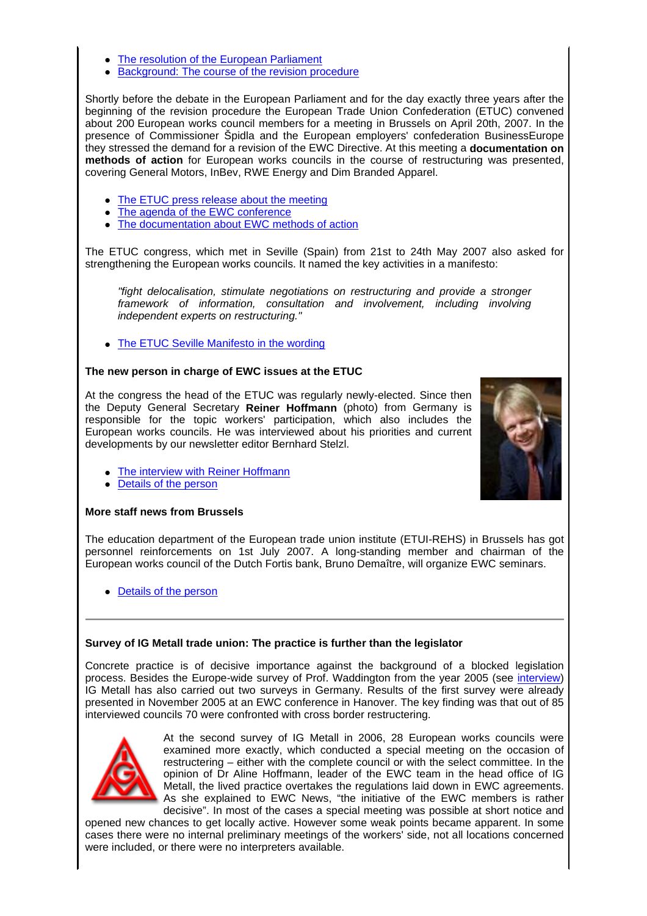- The resolution of the European Parliament
- Background: The course of the revision procedure

Shortly before the debate in the European Parliament and for the day exactly three years after the beginning of the revision procedure the European Trade Union Confederation (ETUC) convened about 200 European works council members for a meeting in Brussels on April 20th, 2007. In the presence of Commissioner Špidla and the European employers' confederation BusinessEurope they stressed the demand for a revision of the EWC Directive. At this meeting a **documentation on methods of action** for European works councils in the course of restructuring was presented, covering General Motors, InBev, RWE Energy and Dim Branded Apparel.

- The ETUC press release about the meeting
- The agenda of the EWC conference
- The documentation about EWC methods of action

The ETUC congress, which met in Seville (Spain) from 21st to 24th May 2007 also asked for strengthening the European works councils. It named the key activities in a manifesto:

> *"fight delocalisation, stimulate negotiations on restructuring and provide a stronger framework of information, consultation and involvement, including involving independent experts on restructuring."*

- The ETUC Seville Manifesto in the wording

**The new person in charge of EWC issues at the ETUC**

At the congress the head of the ETUC was regularly newly-elected. Since then the Deputy General Secretary **Reiner Hoffmann** (photo) from Germany is responsible for the topic workers' participation, which also includes the European works councils. He was interviewed about his priorities and current developments by our newsletter editor Bernhard Stelzl.

- The interview with Reiner Hoffmann
- Details of the person

**More staff news from Brussels**

The education department of the European trade union institute (ETUI-REHS) in Brussels has got personnel reinforcements on 1st July 2007. A long-standing member and chairman of the European works council of the Dutch Fortis bank, Bruno Demaître, will organize EWC seminars.

- Details of the person

---

**Survey of IG Metall trade union: The practice is further than the legislator**

Concrete practice is of decisive importance against the background of a blocked legislation process. Besides the Europe-wide survey of Prof. Waddington from the year 2005 (see interview) IG Metall has also carried out two surveys in Germany. Results of the first survey were already presented in November 2005 at an EWC conference in Hanover. The key finding was that out of 85 interviewed councils 70 were confronted with cross border restructering.

At the second survey of IG Metall in 2006, 28 European works councils were examined more exactly, which conducted a special meeting on the occasion of restructering – either with the complete council or with the select committee. In the opinion of Dr Aline Hoffmann, leader of the EWC team in the head office of IG Metall, the lived practice overtakes the regulations laid down in EWC agreements. As she explained to EWC News, "the initiative of the EWC members is rather decisive". In most of the cases a special meeting was possible at short notice and opened new chances to get locally active. However some weak points became apparent. In some cases there were no internal preliminary meetings of the workers' side, not all locations concerned were included, or there were no interpreters available.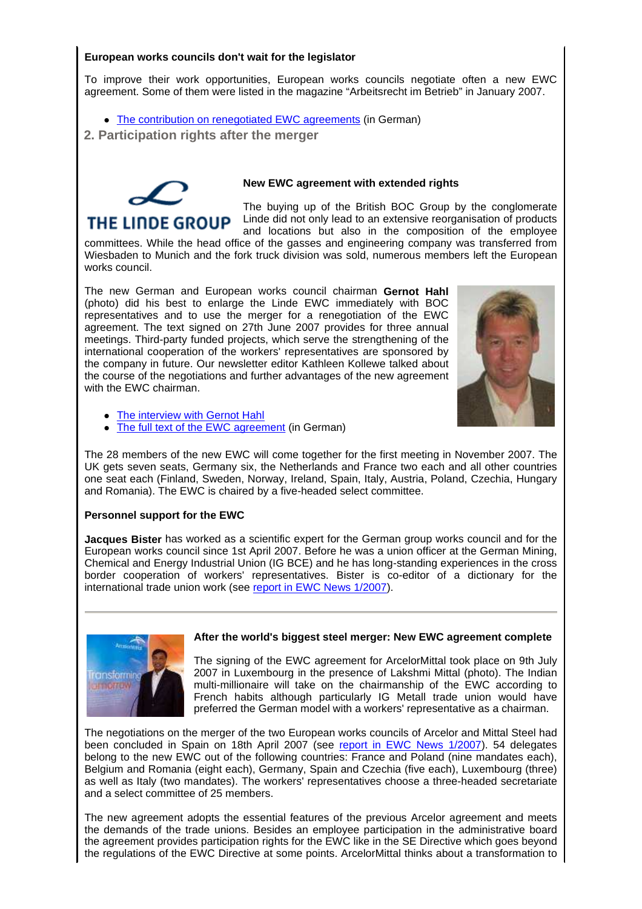**European works councils don't wait for the legislator**

To improve their work opportunities, European works councils negotiate often a new EWC agreement. Some of them were listed in the magazine "Arbeitsrecht im Betrieb" in January 2007.

- The contribution on renegotiated EWC agreements (in German)

## 2. Participation rights after the merger

**New EWC agreement with extended rights**

The buying up of the British BOC Group by the conglomerate Linde did not only lead to an extensive reorganisation of products and locations but also in the composition of the employee committees. While the head office of the gasses and engineering company was transferred from Wiesbaden to Munich and the fork truck division was sold, numerous members left the European works council.

The new German and European works council chairman **Gernot Hahl** (photo) did his best to enlarge the Linde EWC immediately with BOC representatives and to use the merger for a renegotiation of the EWC agreement. The text signed on 27th June 2007 provides for three annual meetings. Third-party funded projects, which serve the strengthening of the international cooperation of the workers' representatives are sponsored by the company in future. Our newsletter editor Kathleen Kollewe talked about the course of the negotiations and further advantages of the new agreement with the EWC chairman.

- The interview with Gernot Hahl
- The full text of the EWC agreement (in German)

The 28 members of the new EWC will come together for the first meeting in November 2007. The UK gets seven seats, Germany six, the Netherlands and France two each and all other countries one seat each (Finland, Sweden, Norway, Ireland, Spain, Italy, Austria, Poland, Czechia, Hungary and Romania). The EWC is chaired by a five-headed select committee.

**Personnel support for the EWC**

**Jacques Bister** has worked as a scientific expert for the German group works council and for the European works council since 1st April 2007. Before he was a union officer at the German Mining, Chemical and Energy Industrial Union (IG BCE) and he has long-standing experiences in the cross border cooperation of workers' representatives. Bister is co-editor of a dictionary for the international trade union work (see report in EWC News 1/2007).

---

**After the world's biggest steel merger: New EWC agreement complete**

The signing of the EWC agreement for ArcelorMittal took place on 9th July 2007 in Luxembourg in the presence of Lakshmi Mittal (photo). The Indian multi-millionaire will take on the chairmanship of the EWC according to French habits although particularly IG Metall trade union would have preferred the German model with a workers' representative as a chairman.

The negotiations on the merger of the two European works councils of Arcelor and Mittal Steel had been concluded in Spain on 18th April 2007 (see report in EWC News 1/2007). 54 delegates belong to the new EWC out of the following countries: France and Poland (nine mandates each), Belgium and Romania (eight each), Germany, Spain and Czechia (five each), Luxembourg (three) as well as Italy (two mandates). The workers' representatives choose a three-headed secretariate and a select committee of 25 members.

The new agreement adopts the essential features of the previous Arcelor agreement and meets the demands of the trade unions. Besides an employee participation in the administrative board the agreement provides participation rights for the EWC like in the SE Directive which goes beyond the regulations of the EWC Directive at some points. ArcelorMittal thinks about a transformation to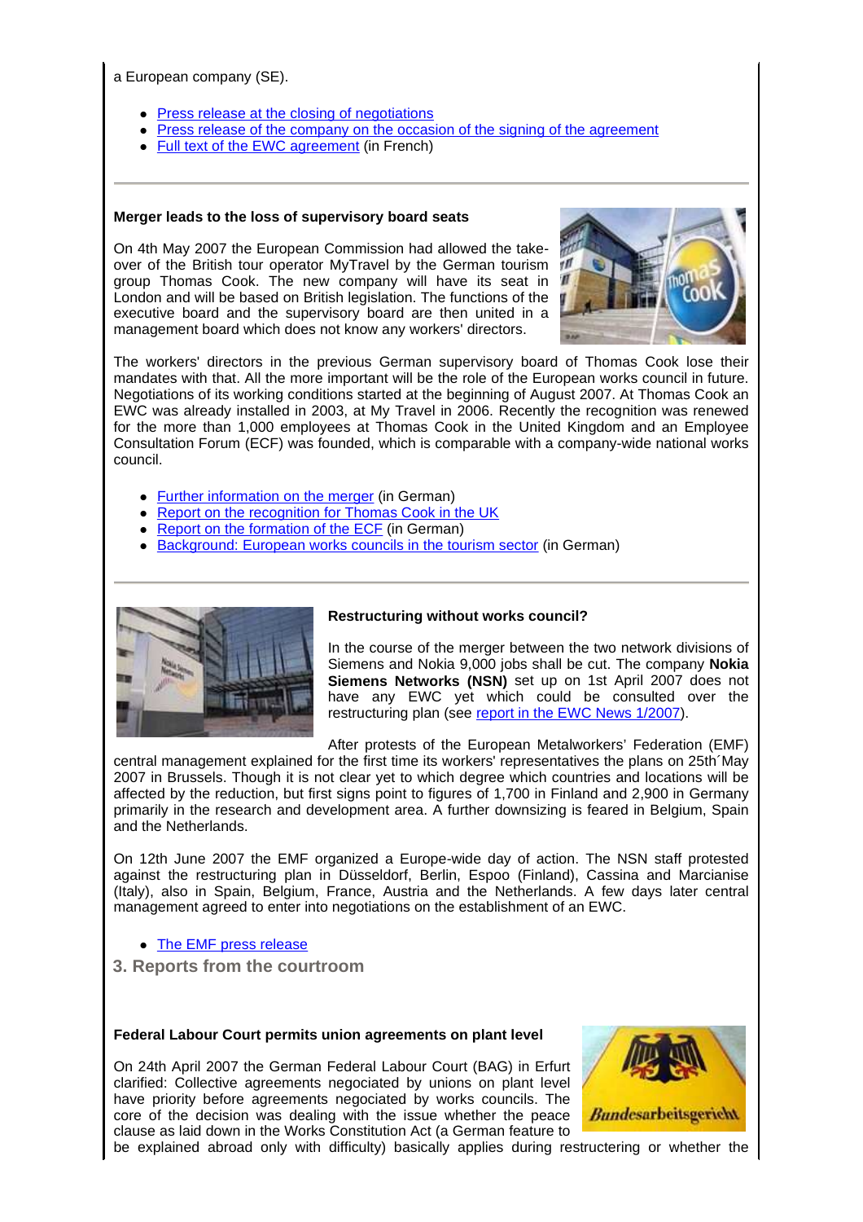a European company (SE).

- Press release at the closing of negotiations
- Press release of the company on the occasion of the signing of the agreement
- Full text of the EWC agreement (in French)

---

**Merger leads to the loss of supervisory board seats**

On 4th May 2007 the European Commission had allowed the take-over of the British tour operator MyTravel by the German tourism group Thomas Cook. The new company will have its seat in London and will be based on British legislation. The functions of the executive board and the supervisory board are then united in a management board which does not know any workers' directors.

The workers' directors in the previous German supervisory board of Thomas Cook lose their mandates with that. All the more important will be the role of the European works council in future. Negotiations of its working conditions started at the beginning of August 2007. At Thomas Cook an EWC was already installed in 2003, at My Travel in 2006. Recently the recognition was renewed for the more than 1,000 employees at Thomas Cook in the United Kingdom and an Employee Consultation Forum (ECF) was founded, which is comparable with a company-wide national works council.

- Further information on the merger (in German)
- Report on the recognition for Thomas Cook in the UK
- Report on the formation of the ECF (in German)
- Background: European works councils in the tourism sector (in German)

---

**Restructuring without works council?**

In the course of the merger between the two network divisions of Siemens and Nokia 9,000 jobs shall be cut. The company **Nokia Siemens Networks (NSN)** set up on 1st April 2007 does not have any EWC yet which could be consulted over the restructuring plan (see report in the EWC News 1/2007).

After protests of the European Metalworkers' Federation (EMF) central management explained for the first time its workers' representatives the plans on 25th´May 2007 in Brussels. Though it is not clear yet to which degree which countries and locations will be affected by the reduction, but first signs point to figures of 1,700 in Finland and 2,900 in Germany primarily in the research and development area. A further downsizing is feared in Belgium, Spain and the Netherlands.

On 12th June 2007 the EMF organized a Europe-wide day of action. The NSN staff protested against the restructuring plan in Düsseldorf, Berlin, Espoo (Finland), Cassina and Marcianise (Italy), also in Spain, Belgium, France, Austria and the Netherlands. A few days later central management agreed to enter into negotiations on the establishment of an EWC.

- The EMF press release

## 3. Reports from the courtroom

**Federal Labour Court permits union agreements on plant level**

On 24th April 2007 the German Federal Labour Court (BAG) in Erfurt clarified: Collective agreements negociated by unions on plant level have priority before agreements negociated by works councils. The core of the decision was dealing with the issue whether the peace clause as laid down in the Works Constitution Act (a German feature to be explained abroad only with difficulty) basically applies during restructering or whether the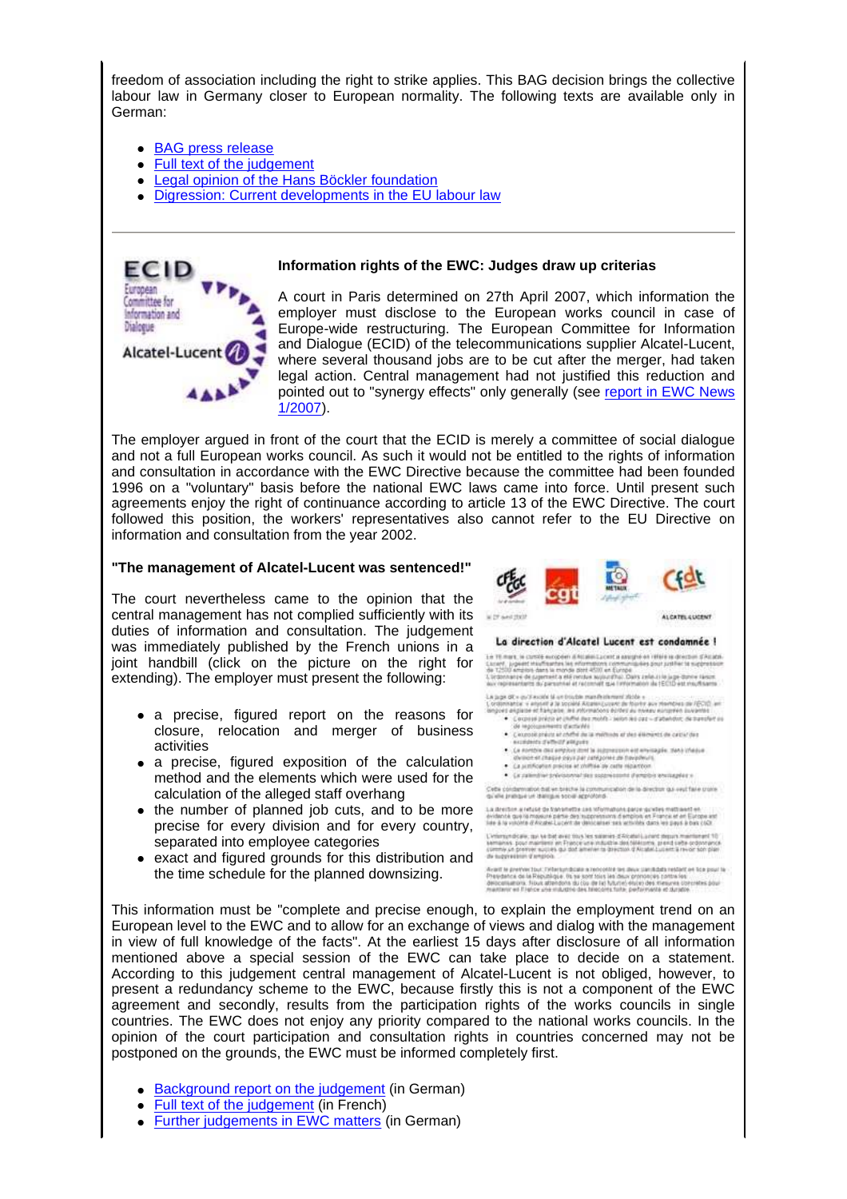freedom of association including the right to strike applies. This BAG decision brings the collective labour law in Germany closer to European normality. The following texts are available only in German:

- BAG press release
- Full text of the judgement
- Legal opinion of the Hans Böckler foundation
- Digression: Current developments in the EU labour law

---

### Information rights of the EWC: Judges draw up criterias

A court in Paris determined on 27th April 2007, which information the employer must disclose to the European works council in case of Europe-wide restructuring. The European Committee for Information and Dialogue (ECID) of the telecommunications supplier Alcatel-Lucent, where several thousand jobs are to be cut after the merger, had taken legal action. Central management had not justified this reduction and pointed out to "synergy effects" only generally (see report in EWC News 1/2007).

The employer argued in front of the court that the ECID is merely a committee of social dialogue and not a full European works council. As such it would not be entitled to the rights of information and consultation in accordance with the EWC Directive because the committee had been founded 1996 on a "voluntary" basis before the national EWC laws came into force. Until present such agreements enjoy the right of continuance according to article 13 of the EWC Directive. The court followed this position, the workers' representatives also cannot refer to the EU Directive on information and consultation from the year 2002.

**"The management of Alcatel-Lucent was sentenced!"**

The court nevertheless came to the opinion that the central management has not complied sufficiently with its duties of information and consultation. The judgement was immediately published by the French unions in a joint handbill (click on the picture on the right for extending). The employer must present the following:

- a precise, figured report on the reasons for closure, relocation and merger of business activities
- a precise, figured exposition of the calculation method and the elements which were used for the calculation of the alleged staff overhang
- the number of planned job cuts, and to be more precise for every division and for every country, separated into employee categories
- exact and figured grounds for this distribution and the time schedule for the planned downsizing.

This information must be "complete and precise enough, to explain the employment trend on an European level to the EWC and to allow for an exchange of views and dialog with the management in view of full knowledge of the facts". At the earliest 15 days after disclosure of all information mentioned above a special session of the EWC can take place to decide on a statement. According to this judgement central management of Alcatel-Lucent is not obliged, however, to present a redundancy scheme to the EWC, because firstly this is not a component of the EWC agreement and secondly, results from the participation rights of the works councils in single countries. The EWC does not enjoy any priority compared to the national works councils. In the opinion of the court participation and consultation rights in countries concerned may not be postponed on the grounds, the EWC must be informed completely first.

- Background report on the judgement (in German)
- Full text of the judgement (in French)
- Further judgements in EWC matters (in German)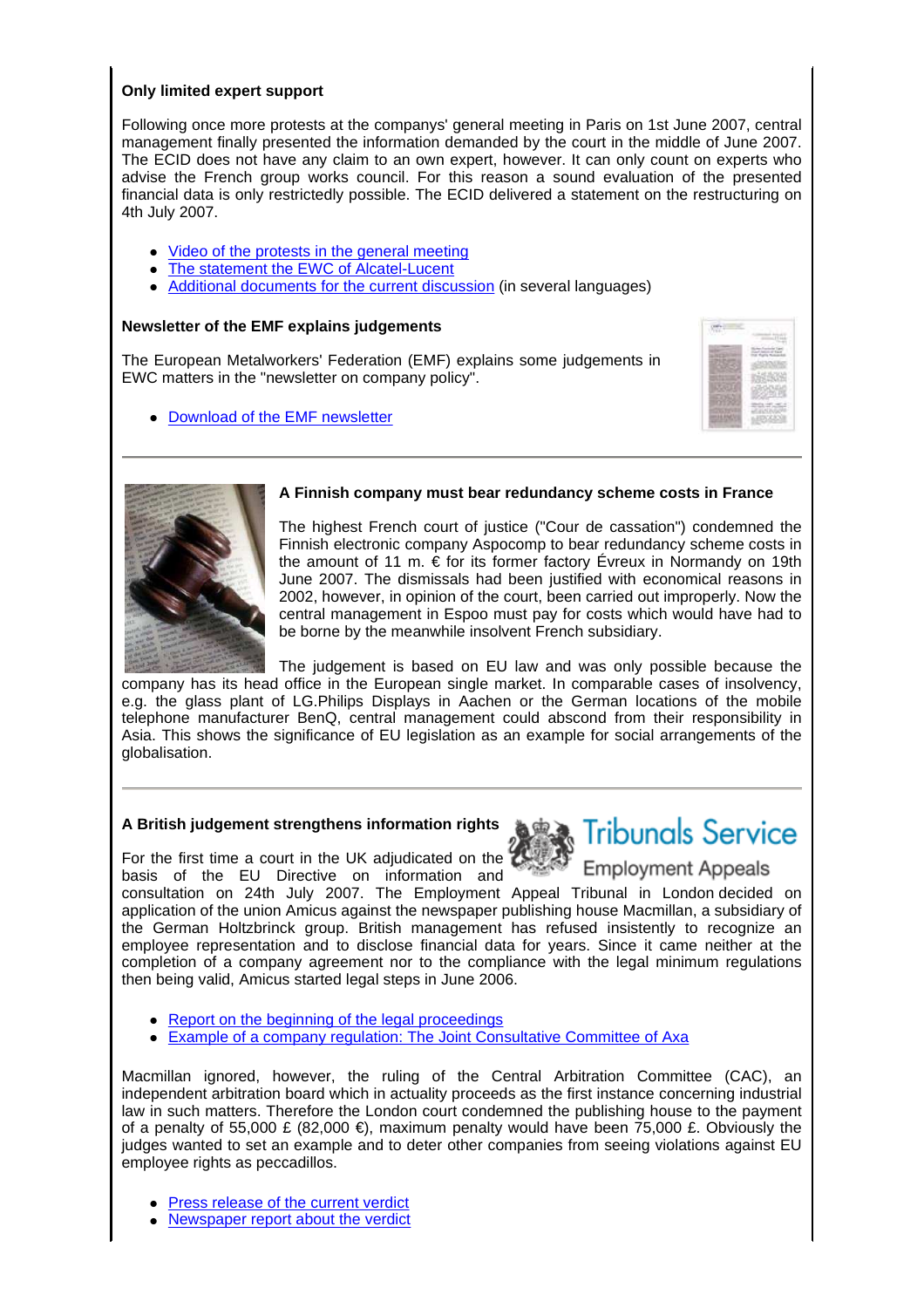**Only limited expert support**

Following once more protests at the companys' general meeting in Paris on 1st June 2007, central management finally presented the information demanded by the court in the middle of June 2007. The ECID does not have any claim to an own expert, however. It can only count on experts who advise the French group works council. For this reason a sound evaluation of the presented financial data is only restrictedly possible. The ECID delivered a statement on the restructuring on 4th July 2007.

- Video of the protests in the general meeting
- The statement the EWC of Alcatel-Lucent
- Additional documents for the current discussion (in several languages)

**Newsletter of the EMF explains judgements**

The European Metalworkers' Federation (EMF) explains some judgements in EWC matters in the "newsletter on company policy".

- Download of the EMF newsletter

---

**A Finnish company must bear redundancy scheme costs in France**

The highest French court of justice ("Cour de cassation") condemned the Finnish electronic company Aspocomp to bear redundancy scheme costs in the amount of 11 m. € for its former factory Évreux in Normandy on 19th June 2007. The dismissals had been justified with economical reasons in 2002, however, in opinion of the court, been carried out improperly. Now the central management in Espoo must pay for costs which would have had to be borne by the meanwhile insolvent French subsidiary.

The judgement is based on EU law and was only possible because the company has its head office in the European single market. In comparable cases of insolvency, e.g. the glass plant of LG.Philips Displays in Aachen or the German locations of the mobile telephone manufacturer BenQ, central management could abscond from their responsibility in Asia. This shows the significance of EU legislation as an example for social arrangements of the globalisation.

---

**A British judgement strengthens information rights**

Tribunals Service
Employment Appeals

For the first time a court in the UK adjudicated on the basis of the EU Directive on information and consultation on 24th July 2007. The Employment Appeal Tribunal in London decided on application of the union Amicus against the newspaper publishing house Macmillan, a subsidiary of the German Holtzbrinck group. British management has refused insistently to recognize an employee representation and to disclose financial data for years. Since it came neither at the completion of a company agreement nor to the compliance with the legal minimum regulations then being valid, Amicus started legal steps in June 2006.

- Report on the beginning of the legal proceedings
- Example of a company regulation: The Joint Consultative Committee of Axa

Macmillan ignored, however, the ruling of the Central Arbitration Committee (CAC), an independent arbitration board which in actuality proceeds as the first instance concerning industrial law in such matters. Therefore the London court condemned the publishing house to the payment of a penalty of 55,000 £ (82,000 €), maximum penalty would have been 75,000 £. Obviously the judges wanted to set an example and to deter other companies from seeing violations against EU employee rights as peccadillos.

- Press release of the current verdict
- Newspaper report about the verdict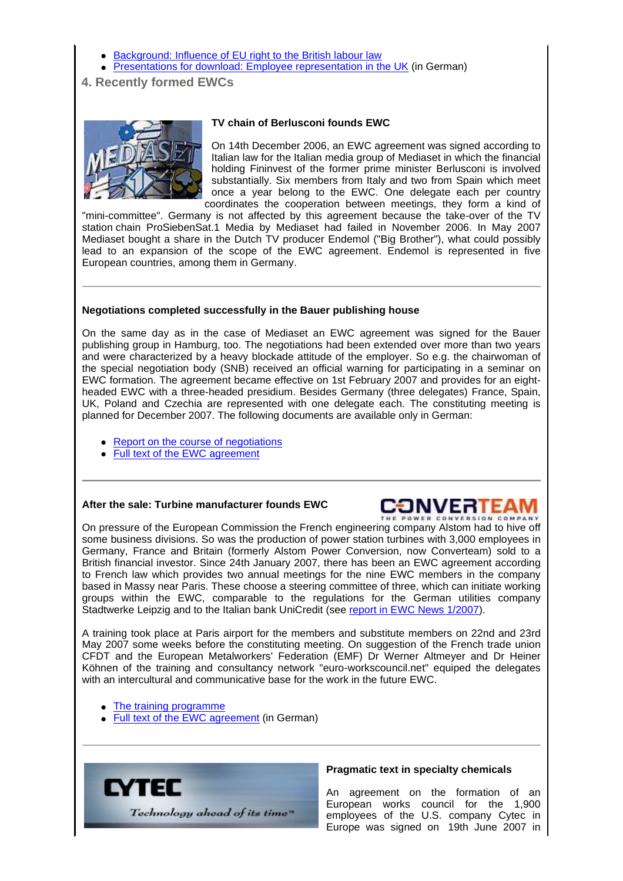- Background: Influence of EU right to the British labour law
- Presentations for download: Employee representation in the UK (in German)

## 4. Recently formed EWCs

### TV chain of Berlusconi founds EWC

On 14th December 2006, an EWC agreement was signed according to Italian law for the Italian media group of Mediaset in which the financial holding Fininvest of the former prime minister Berlusconi is involved substantially. Six members from Italy and two from Spain which meet once a year belong to the EWC. One delegate each per country coordinates the cooperation between meetings, they form a kind of "mini-committee". Germany is not affected by this agreement because the take-over of the TV station chain ProSiebenSat.1 Media by Mediaset had failed in November 2006. In May 2007 Mediaset bought a share in the Dutch TV producer Endemol ("Big Brother"), what could possibly lead to an expansion of the scope of the EWC agreement. Endemol is represented in five European countries, among them in Germany.

---

### Negotiations completed successfully in the Bauer publishing house

On the same day as in the case of Mediaset an EWC agreement was signed for the Bauer publishing group in Hamburg, too. The negotiations had been extended over more than two years and were characterized by a heavy blockade attitude of the employer. So e.g. the chairwoman of the special negotiation body (SNB) received an official warning for participating in a seminar on EWC formation. The agreement became effective on 1st February 2007 and provides for an eight-headed EWC with a three-headed presidium. Besides Germany (three delegates) France, Spain, UK, Poland and Czechia are represented with one delegate each. The constituting meeting is planned for December 2007. The following documents are available only in German:

- Report on the course of negotiations
- Full text of the EWC agreement

---

### After the sale: Turbine manufacturer founds EWC

On pressure of the European Commission the French engineering company Alstom had to hive off some business divisions. So was the production of power station turbines with 3,000 employees in Germany, France and Britain (formerly Alstom Power Conversion, now Converteam) sold to a British financial investor. Since 24th January 2007, there has been an EWC agreement according to French law which provides two annual meetings for the nine EWC members in the company based in Massy near Paris. These choose a steering committee of three, which can initiate working groups within the EWC, comparable to the regulations for the German utilities company Stadtwerke Leipzig and to the Italian bank UniCredit (see report in EWC News 1/2007).

A training took place at Paris airport for the members and substitute members on 22nd and 23rd May 2007 some weeks before the constituting meeting. On suggestion of the French trade union CFDT and the European Metalworkers' Federation (EMF) Dr Werner Altmeyer and Dr Heiner Köhnen of the training and consultancy network "euro-workscouncil.net" equiped the delegates with an intercultural and communicative base for the work in the future EWC.

- The training programme
- Full text of the EWC agreement (in German)

---

### Pragmatic text in specialty chemicals

An agreement on the formation of an European works council for the 1,900 employees of the U.S. company Cytec in Europe was signed on 19th June 2007 in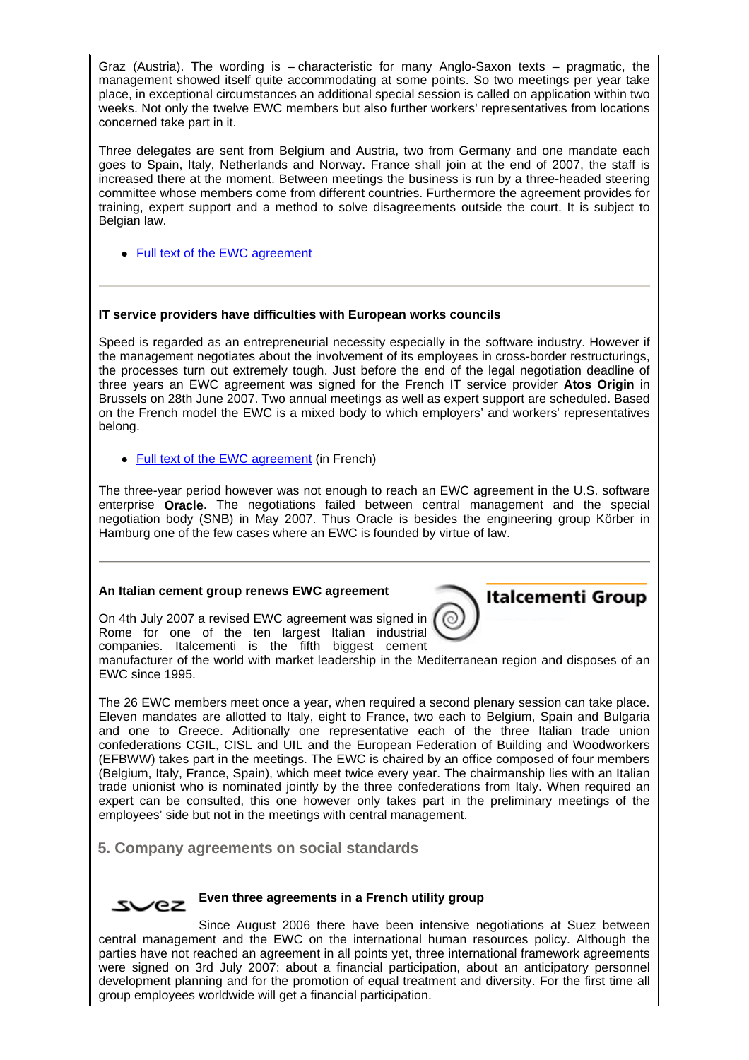Graz (Austria). The wording is – characteristic for many Anglo-Saxon texts – pragmatic, the management showed itself quite accommodating at some points. So two meetings per year take place, in exceptional circumstances an additional special session is called on application within two weeks. Not only the twelve EWC members but also further workers' representatives from locations concerned take part in it.

Three delegates are sent from Belgium and Austria, two from Germany and one mandate each goes to Spain, Italy, Netherlands and Norway. France shall join at the end of 2007, the staff is increased there at the moment. Between meetings the business is run by a three-headed steering committee whose members come from different countries. Furthermore the agreement provides for training, expert support and a method to solve disagreements outside the court. It is subject to Belgian law.

- Full text of the EWC agreement

---

**IT service providers have difficulties with European works councils**

Speed is regarded as an entrepreneurial necessity especially in the software industry. However if the management negotiates about the involvement of its employees in cross-border restructurings, the processes turn out extremely tough. Just before the end of the legal negotiation deadline of three years an EWC agreement was signed for the French IT service provider **Atos Origin** in Brussels on 28th June 2007. Two annual meetings as well as expert support are scheduled. Based on the French model the EWC is a mixed body to which employers' and workers' representatives belong.

- Full text of the EWC agreement (in French)

The three-year period however was not enough to reach an EWC agreement in the U.S. software enterprise **Oracle**. The negotiations failed between central management and the special negotiation body (SNB) in May 2007. Thus Oracle is besides the engineering group Körber in Hamburg one of the few cases where an EWC is founded by virtue of law.

---

**An Italian cement group renews EWC agreement**

Italcementi Group

On 4th July 2007 a revised EWC agreement was signed in Rome for one of the ten largest Italian industrial companies. Italcementi is the fifth biggest cement manufacturer of the world with market leadership in the Mediterranean region and disposes of an EWC since 1995.

The 26 EWC members meet once a year, when required a second plenary session can take place. Eleven mandates are allotted to Italy, eight to France, two each to Belgium, Spain and Bulgaria and one to Greece. Aditionally one representative each of the three Italian trade union confederations CGIL, CISL and UIL and the European Federation of Building and Woodworkers (EFBWW) takes part in the meetings. The EWC is chaired by an office composed of four members (Belgium, Italy, France, Spain), which meet twice every year. The chairmanship lies with an Italian trade unionist who is nominated jointly by the three confederations from Italy. When required an expert can be consulted, this one however only takes part in the preliminary meetings of the employees' side but not in the meetings with central management.

## 5. Company agreements on social standards

suez

**Even three agreements in a French utility group**

Since August 2006 there have been intensive negotiations at Suez between central management and the EWC on the international human resources policy. Although the parties have not reached an agreement in all points yet, three international framework agreements were signed on 3rd July 2007: about a financial participation, about an anticipatory personnel development planning and for the promotion of equal treatment and diversity. For the first time all group employees worldwide will get a financial participation.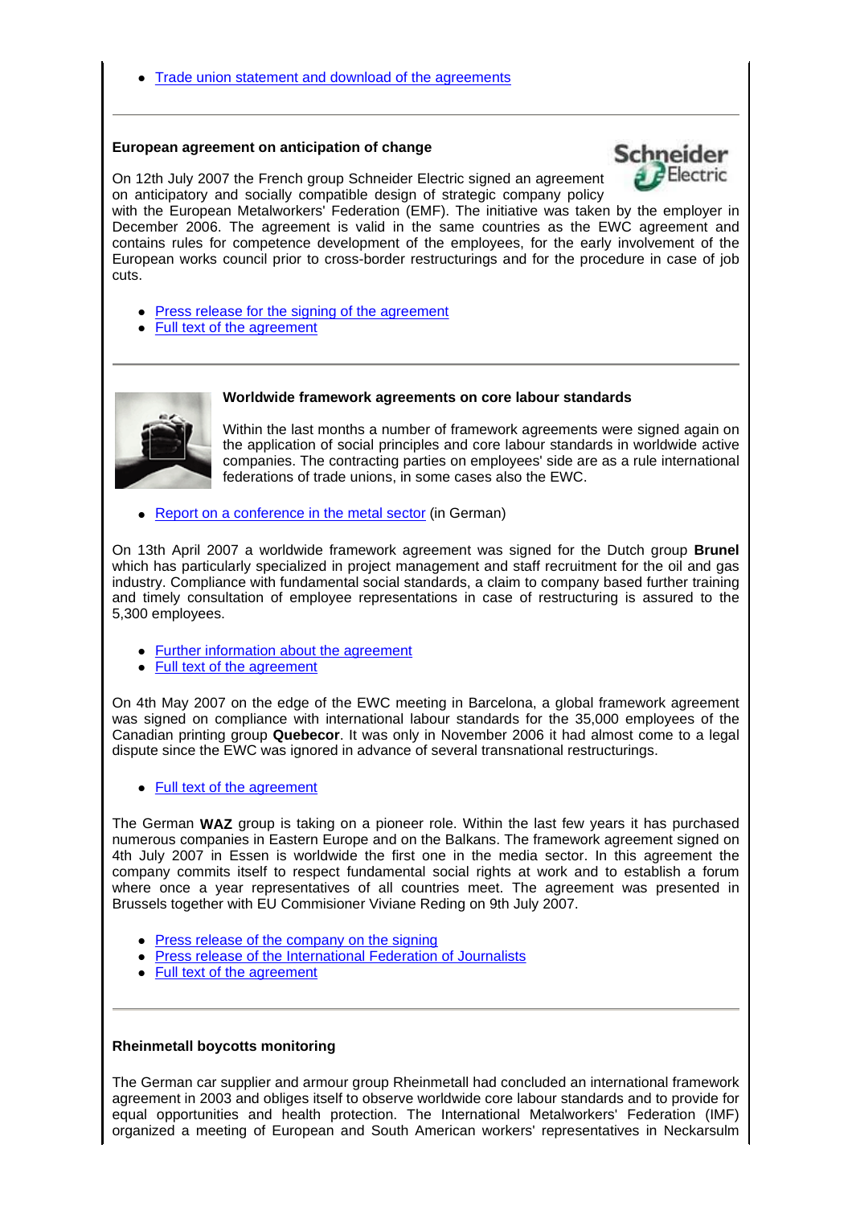- Trade union statement and download of the agreements

---

**European agreement on anticipation of change**

On 12th July 2007 the French group Schneider Electric signed an agreement on anticipatory and socially compatible design of strategic company policy with the European Metalworkers' Federation (EMF). The initiative was taken by the employer in December 2006. The agreement is valid in the same countries as the EWC agreement and contains rules for competence development of the employees, for the early involvement of the European works council prior to cross-border restructurings and for the procedure in case of job cuts.

- Press release for the signing of the agreement
- Full text of the agreement

---

**Worldwide framework agreements on core labour standards**

Within the last months a number of framework agreements were signed again on the application of social principles and core labour standards in worldwide active companies. The contracting parties on employees' side are as a rule international federations of trade unions, in some cases also the EWC.

- Report on a conference in the metal sector (in German)

On 13th April 2007 a worldwide framework agreement was signed for the Dutch group **Brunel** which has particularly specialized in project management and staff recruitment for the oil and gas industry. Compliance with fundamental social standards, a claim to company based further training and timely consultation of employee representations in case of restructuring is assured to the 5,300 employees.

- Further information about the agreement
- Full text of the agreement

On 4th May 2007 on the edge of the EWC meeting in Barcelona, a global framework agreement was signed on compliance with international labour standards for the 35,000 employees of the Canadian printing group **Quebecor**. It was only in November 2006 it had almost come to a legal dispute since the EWC was ignored in advance of several transnational restructurings.

- Full text of the agreement

The German **WAZ** group is taking on a pioneer role. Within the last few years it has purchased numerous companies in Eastern Europe and on the Balkans. The framework agreement signed on 4th July 2007 in Essen is worldwide the first one in the media sector. In this agreement the company commits itself to respect fundamental social rights at work and to establish a forum where once a year representatives of all countries meet. The agreement was presented in Brussels together with EU Commisioner Viviane Reding on 9th July 2007.

- Press release of the company on the signing
- Press release of the International Federation of Journalists
- Full text of the agreement

---

**Rheinmetall boycotts monitoring**

The German car supplier and armour group Rheinmetall had concluded an international framework agreement in 2003 and obliges itself to observe worldwide core labour standards and to provide for equal opportunities and health protection. The International Metalworkers' Federation (IMF) organized a meeting of European and South American workers' representatives in Neckarsulm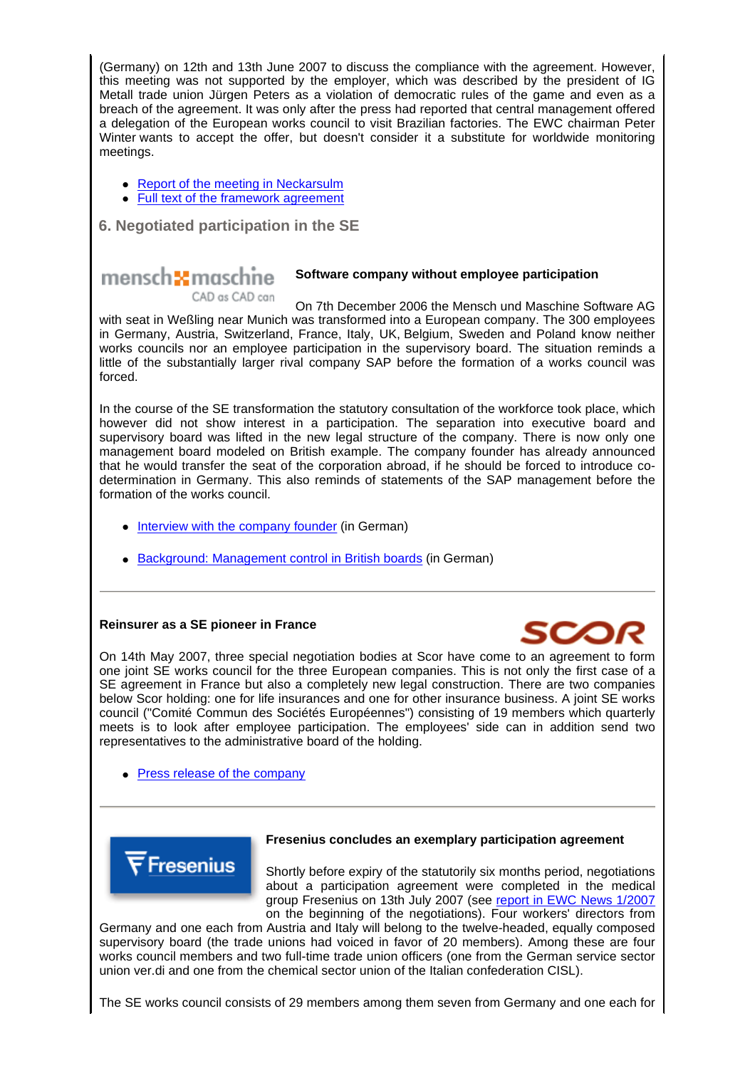(Germany) on 12th and 13th June 2007 to discuss the compliance with the agreement. However, this meeting was not supported by the employer, which was described by the president of IG Metall trade union Jürgen Peters as a violation of democratic rules of the game and even as a breach of the agreement. It was only after the press had reported that central management offered a delegation of the European works council to visit Brazilian factories. The EWC chairman Peter Winter wants to accept the offer, but doesn't consider it a substitute for worldwide monitoring meetings.

- Report of the meeting in Neckarsulm
- Full text of the framework agreement

## 6. Negotiated participation in the SE

### Software company without employee participation

On 7th December 2006 the Mensch und Maschine Software AG with seat in Weßling near Munich was transformed into a European company. The 300 employees in Germany, Austria, Switzerland, France, Italy, UK, Belgium, Sweden and Poland know neither works councils nor an employee participation in the supervisory board. The situation reminds a little of the substantially larger rival company SAP before the formation of a works council was forced.

In the course of the SE transformation the statutory consultation of the workforce took place, which however did not show interest in a participation. The separation into executive board and supervisory board was lifted in the new legal structure of the company. There is now only one management board modeled on British example. The company founder has already announced that he would transfer the seat of the corporation abroad, if he should be forced to introduce co-determination in Germany. This also reminds of statements of the SAP management before the formation of the works council.

- Interview with the company founder (in German)
- Background: Management control in British boards (in German)

---

### Reinsurer as a SE pioneer in France

On 14th May 2007, three special negotiation bodies at Scor have come to an agreement to form one joint SE works council for the three European companies. This is not only the first case of a SE agreement in France but also a completely new legal construction. There are two companies below Scor holding: one for life insurances and one for other insurance business. A joint SE works council ("Comité Commun des Sociétés Européennes") consisting of 19 members which quarterly meets is to look after employee participation. The employees' side can in addition send two representatives to the administrative board of the holding.

- Press release of the company

---

### Fresenius concludes an exemplary participation agreement

Shortly before expiry of the statutorily six months period, negotiations about a participation agreement were completed in the medical group Fresenius on 13th July 2007 (see report in EWC News 1/2007 on the beginning of the negotiations). Four workers' directors from Germany and one each from Austria and Italy will belong to the twelve-headed, equally composed supervisory board (the trade unions had voiced in favor of 20 members). Among these are four works council members and two full-time trade union officers (one from the German service sector union ver.di and one from the chemical sector union of the Italian confederation CISL).

The SE works council consists of 29 members among them seven from Germany and one each for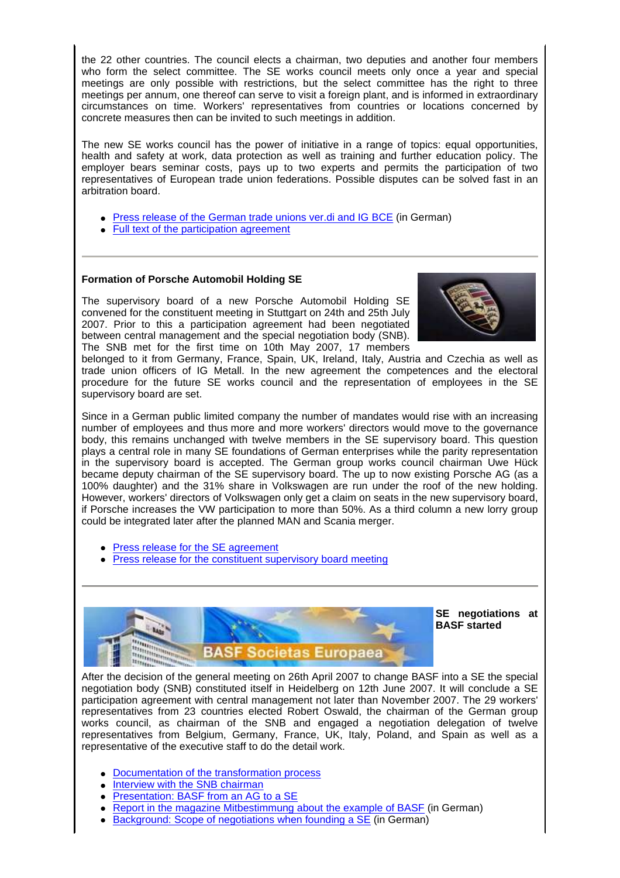the 22 other countries. The council elects a chairman, two deputies and another four members who form the select committee. The SE works council meets only once a year and special meetings are only possible with restrictions, but the select committee has the right to three meetings per annum, one thereof can serve to visit a foreign plant, and is informed in extraordinary circumstances on time. Workers' representatives from countries or locations concerned by concrete measures then can be invited to such meetings in addition.

The new SE works council has the power of initiative in a range of topics: equal opportunities, health and safety at work, data protection as well as training and further education policy. The employer bears seminar costs, pays up to two experts and permits the participation of two representatives of European trade union federations. Possible disputes can be solved fast in an arbitration board.

- Press release of the German trade unions ver.di and IG BCE (in German)
- Full text of the participation agreement

---

**Formation of Porsche Automobil Holding SE**

The supervisory board of a new Porsche Automobil Holding SE convened for the constituent meeting in Stuttgart on 24th and 25th July 2007. Prior to this a participation agreement had been negotiated between central management and the special negotiation body (SNB). The SNB met for the first time on 10th May 2007, 17 members belonged to it from Germany, France, Spain, UK, Ireland, Italy, Austria and Czechia as well as trade union officers of IG Metall. In the new agreement the competences and the electoral procedure for the future SE works council and the representation of employees in the SE supervisory board are set.

Since in a German public limited company the number of mandates would rise with an increasing number of employees and thus more and more workers' directors would move to the governance body, this remains unchanged with twelve members in the SE supervisory board. This question plays a central role in many SE foundations of German enterprises while the parity representation in the supervisory board is accepted. The German group works council chairman Uwe Hück became deputy chairman of the SE supervisory board. The up to now existing Porsche AG (as a 100% daughter) and the 31% share in Volkswagen are run under the roof of the new holding. However, workers' directors of Volkswagen only get a claim on seats in the new supervisory board, if Porsche increases the VW participation to more than 50%. As a third column a new lorry group could be integrated later after the planned MAN and Scania merger.

- Press release for the SE agreement
- Press release for the constituent supervisory board meeting

---

**SE negotiations at BASF started**

After the decision of the general meeting on 26th April 2007 to change BASF into a SE the special negotiation body (SNB) constituted itself in Heidelberg on 12th June 2007. It will conclude a SE participation agreement with central management not later than November 2007. The 29 workers' representatives from 23 countries elected Robert Oswald, the chairman of the German group works council, as chairman of the SNB and engaged a negotiation delegation of twelve representatives from Belgium, Germany, France, UK, Italy, Poland, and Spain as well as a representative of the executive staff to do the detail work.

- Documentation of the transformation process
- Interview with the SNB chairman
- Presentation: BASF from an AG to a SE
- Report in the magazine Mitbestimmung about the example of BASF (in German)
- Background: Scope of negotiations when founding a SE (in German)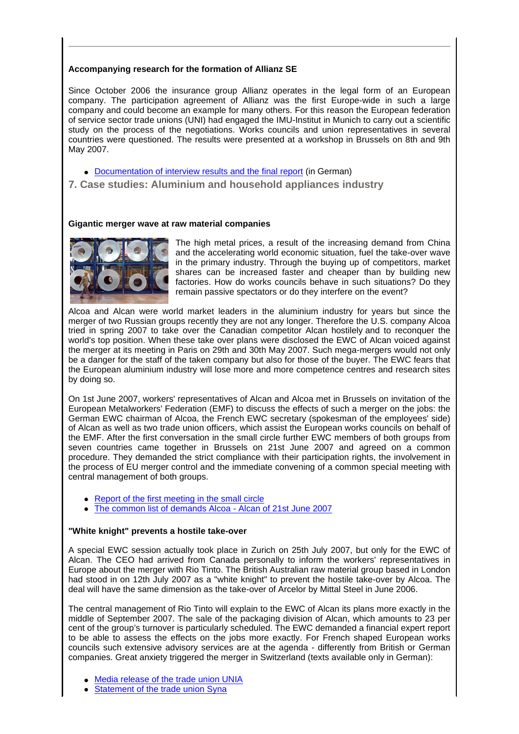**Accompanying research for the formation of Allianz SE**

Since October 2006 the insurance group Allianz operates in the legal form of an European company. The participation agreement of Allianz was the first Europe-wide in such a large company and could become an example for many others. For this reason the European federation of service sector trade unions (UNI) had engaged the IMU-Institut in Munich to carry out a scientific study on the process of the negotiations. Works councils and union representatives in several countries were questioned. The results were presented at a workshop in Brussels on 8th and 9th May 2007.

- Documentation of interview results and the final report (in German)

## 7. Case studies: Aluminium and household appliances industry

**Gigantic merger wave at raw material companies**

The high metal prices, a result of the increasing demand from China and the accelerating world economic situation, fuel the take-over wave in the primary industry. Through the buying up of competitors, market shares can be increased faster and cheaper than by building new factories. How do works councils behave in such situations? Do they remain passive spectators or do they interfere on the event?

Alcoa and Alcan were world market leaders in the aluminium industry for years but since the merger of two Russian groups recently they are not any longer. Therefore the U.S. company Alcoa tried in spring 2007 to take over the Canadian competitor Alcan hostilely and to reconquer the world's top position. When these take over plans were disclosed the EWC of Alcan voiced against the merger at its meeting in Paris on 29th and 30th May 2007. Such mega-mergers would not only be a danger for the staff of the taken company but also for those of the buyer. The EWC fears that the European aluminium industry will lose more and more competence centres and research sites by doing so.

On 1st June 2007, workers' representatives of Alcan and Alcoa met in Brussels on invitation of the European Metalworkers' Federation (EMF) to discuss the effects of such a merger on the jobs: the German EWC chairman of Alcoa, the French EWC secretary (spokesman of the employees' side) of Alcan as well as two trade union officers, which assist the European works councils on behalf of the EMF. After the first conversation in the small circle further EWC members of both groups from seven countries came together in Brussels on 21st June 2007 and agreed on a common procedure. They demanded the strict compliance with their participation rights, the involvement in the process of EU merger control and the immediate convening of a common special meeting with central management of both groups.

- Report of the first meeting in the small circle
- The common list of demands Alcoa - Alcan of 21st June 2007

**"White knight" prevents a hostile take-over**

A special EWC session actually took place in Zurich on 25th July 2007, but only for the EWC of Alcan. The CEO had arrived from Canada personally to inform the workers' representatives in Europe about the merger with Rio Tinto. The British Australian raw material group based in London had stood in on 12th July 2007 as a "white knight" to prevent the hostile take-over by Alcoa. The deal will have the same dimension as the take-over of Arcelor by Mittal Steel in June 2006.

The central management of Rio Tinto will explain to the EWC of Alcan its plans more exactly in the middle of September 2007. The sale of the packaging division of Alcan, which amounts to 23 per cent of the group's turnover is particularly scheduled. The EWC demanded a financial expert report to be able to assess the effects on the jobs more exactly. For French shaped European works councils such extensive advisory services are at the agenda - differently from British or German companies. Great anxiety triggered the merger in Switzerland (texts available only in German):

- Media release of the trade union UNIA
- Statement of the trade union Syna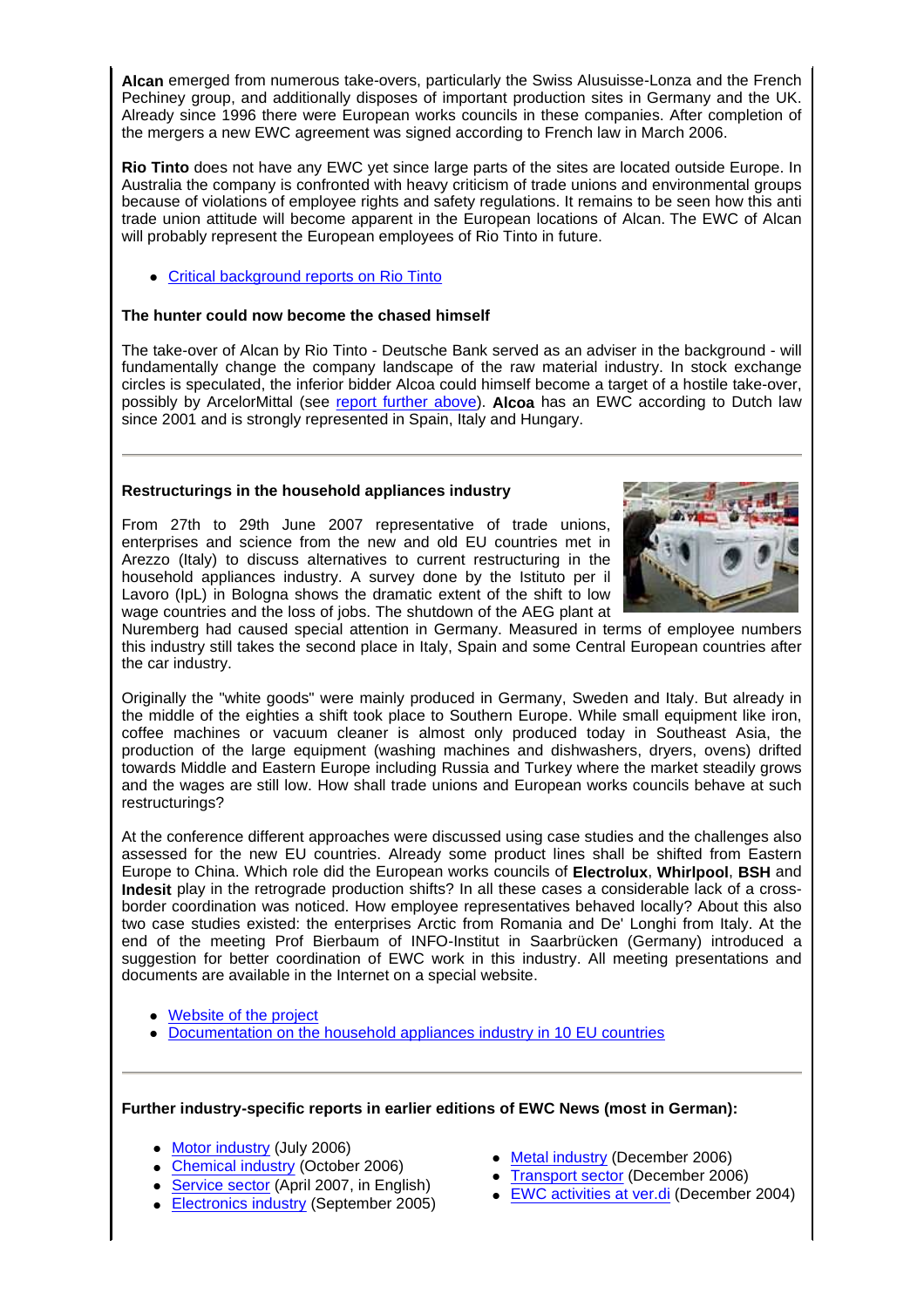**Alcan** emerged from numerous take-overs, particularly the Swiss Alusuisse-Lonza and the French Pechiney group, and additionally disposes of important production sites in Germany and the UK. Already since 1996 there were European works councils in these companies. After completion of the mergers a new EWC agreement was signed according to French law in March 2006.

**Rio Tinto** does not have any EWC yet since large parts of the sites are located outside Europe. In Australia the company is confronted with heavy criticism of trade unions and environmental groups because of violations of employee rights and safety regulations. It remains to be seen how this anti trade union attitude will become apparent in the European locations of Alcan. The EWC of Alcan will probably represent the European employees of Rio Tinto in future.

- Critical background reports on Rio Tinto

**The hunter could now become the chased himself**

The take-over of Alcan by Rio Tinto - Deutsche Bank served as an adviser in the background - will fundamentally change the company landscape of the raw material industry. In stock exchange circles is speculated, the inferior bidder Alcoa could himself become a target of a hostile take-over, possibly by ArcelorMittal (see report further above). **Alcoa** has an EWC according to Dutch law since 2001 and is strongly represented in Spain, Italy and Hungary.

---

**Restructurings in the household appliances industry**

From 27th to 29th June 2007 representative of trade unions, enterprises and science from the new and old EU countries met in Arezzo (Italy) to discuss alternatives to current restructuring in the household appliances industry. A survey done by the Istituto per il Lavoro (IpL) in Bologna shows the dramatic extent of the shift to low wage countries and the loss of jobs. The shutdown of the AEG plant at Nuremberg had caused special attention in Germany. Measured in terms of employee numbers this industry still takes the second place in Italy, Spain and some Central European countries after the car industry.

Originally the "white goods" were mainly produced in Germany, Sweden and Italy. But already in the middle of the eighties a shift took place to Southern Europe. While small equipment like iron, coffee machines or vacuum cleaner is almost only produced today in Southeast Asia, the production of the large equipment (washing machines and dishwashers, dryers, ovens) drifted towards Middle and Eastern Europe including Russia and Turkey where the market steadily grows and the wages are still low. How shall trade unions and European works councils behave at such restructurings?

At the conference different approaches were discussed using case studies and the challenges also assessed for the new EU countries. Already some product lines shall be shifted from Eastern Europe to China. Which role did the European works councils of **Electrolux**, **Whirlpool**, **BSH** and **Indesit** play in the retrograde production shifts? In all these cases a considerable lack of a cross-border coordination was noticed. How employee representatives behaved locally? About this also two case studies existed: the enterprises Arctic from Romania and De' Longhi from Italy. At the end of the meeting Prof Bierbaum of INFO-Institut in Saarbrücken (Germany) introduced a suggestion for better coordination of EWC work in this industry. All meeting presentations and documents are available in the Internet on a special website.

- Website of the project
- Documentation on the household appliances industry in 10 EU countries

---

**Further industry-specific reports in earlier editions of EWC News (most in German):**

- Motor industry (July 2006)
- Chemical industry (October 2006)
- Service sector (April 2007, in English)
- Electronics industry (September 2005)
- Metal industry (December 2006)
- Transport sector (December 2006)
- EWC activities at ver.di (December 2004)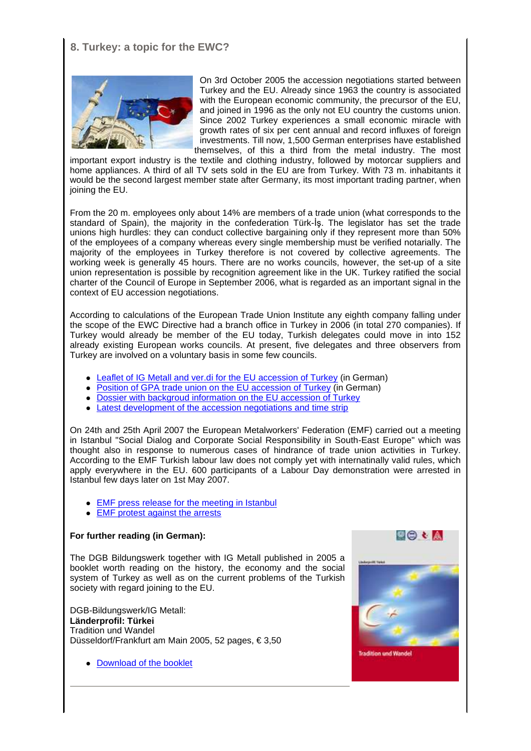## 8. Turkey: a topic for the EWC?

On 3rd October 2005 the accession negotiations started between Turkey and the EU. Already since 1963 the country is associated with the European economic community, the precursor of the EU, and joined in 1996 as the only not EU country the customs union. Since 2002 Turkey experiences a small economic miracle with growth rates of six per cent annual and record influxes of foreign investments. Till now, 1,500 German enterprises have established themselves, of this a third from the metal industry. The most important export industry is the textile and clothing industry, followed by motorcar suppliers and home appliances. A third of all TV sets sold in the EU are from Turkey. With 73 m. inhabitants it would be the second largest member state after Germany, its most important trading partner, when joining the EU.

From the 20 m. employees only about 14% are members of a trade union (what corresponds to the standard of Spain), the majority in the confederation Türk-İş. The legislator has set the trade unions high hurdles: they can conduct collective bargaining only if they represent more than 50% of the employees of a company whereas every single membership must be verified notarially. The majority of the employees in Turkey therefore is not covered by collective agreements. The working week is generally 45 hours. There are no works councils, however, the set-up of a site union representation is possible by recognition agreement like in the UK. Turkey ratified the social charter of the Council of Europe in September 2006, what is regarded as an important signal in the context of EU accession negotiations.

According to calculations of the European Trade Union Institute any eighth company falling under the scope of the EWC Directive had a branch office in Turkey in 2006 (in total 270 companies). If Turkey would already be member of the EU today, Turkish delegates could move in into 152 already existing European works councils. At present, five delegates and three observers from Turkey are involved on a voluntary basis in some few councils.

- Leaflet of IG Metall and ver.di for the EU accession of Turkey (in German)
- Position of GPA trade union on the EU accession of Turkey (in German)
- Dossier with backgroud information on the EU accession of Turkey
- Latest development of the accession negotiations and time strip

On 24th and 25th April 2007 the European Metalworkers' Federation (EMF) carried out a meeting in Istanbul "Social Dialog and Corporate Social Responsibility in South-East Europe" which was thought also in response to numerous cases of hindrance of trade union activities in Turkey. According to the EMF Turkish labour law does not comply yet with internationally valid rules, which apply everywhere in the EU. 600 participants of a Labour Day demonstration were arrested in Istanbul few days later on 1st May 2007.

- EMF press release for the meeting in Istanbul
- EMF protest against the arrests

**For further reading (in German):**

The DGB Bildungswerk together with IG Metall published in 2005 a booklet worth reading on the history, the economy and the social system of Turkey as well as on the current problems of the Turkish society with regard joining to the EU.

DGB-Bildungswerk/IG Metall:
**Länderprofil: Türkei**
Tradition und Wandel
Düsseldorf/Frankfurt am Main 2005, 52 pages, € 3,50

- Download of the booklet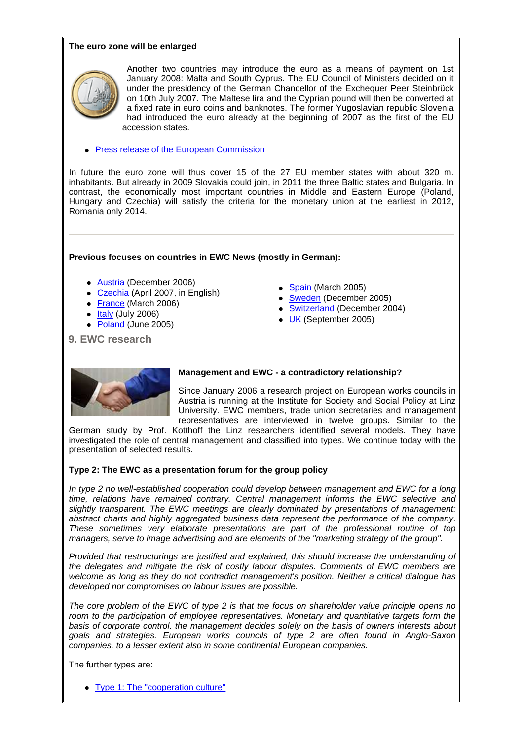**The euro zone will be enlarged**

Another two countries may introduce the euro as a means of payment on 1st January 2008: Malta and South Cyprus. The EU Council of Ministers decided on it under the presidency of the German Chancellor of the Exchequer Peer Steinbrück on 10th July 2007. The Maltese lira and the Cyprian pound will then be converted at a fixed rate in euro coins and banknotes. The former Yugoslavian republic Slovenia had introduced the euro already at the beginning of 2007 as the first of the EU accession states.

- Press release of the European Commission

In future the euro zone will thus cover 15 of the 27 EU member states with about 320 m. inhabitants. But already in 2009 Slovakia could join, in 2011 the three Baltic states and Bulgaria. In contrast, the economically most important countries in Middle and Eastern Europe (Poland, Hungary and Czechia) will satisfy the criteria for the monetary union at the earliest in 2012, Romania only 2014.

---

**Previous focuses on countries in EWC News (mostly in German):**

- Austria (December 2006)
- Czechia (April 2007, in English)
- France (March 2006)
- Italy (July 2006)
- Poland (June 2005)
- Spain (March 2005)
- Sweden (December 2005)
- Switzerland (December 2004)
- UK (September 2005)

## 9. EWC research

**Management and EWC - a contradictory relationship?**

Since January 2006 a research project on European works councils in Austria is running at the Institute for Society and Social Policy at Linz University. EWC members, trade union secretaries and management representatives are interviewed in twelve groups. Similar to the German study by Prof. Kotthoff the Linz researchers identified several models. They have investigated the role of central management and classified into types. We continue today with the presentation of selected results.

**Type 2: The EWC as a presentation forum for the group policy**

*In type 2 no well-established cooperation could develop between management and EWC for a long time, relations have remained contrary. Central management informs the EWC selective and slightly transparent. The EWC meetings are clearly dominated by presentations of management: abstract charts and highly aggregated business data represent the performance of the company. These sometimes very elaborate presentations are part of the professional routine of top managers, serve to image advertising and are elements of the "marketing strategy of the group".*

*Provided that restructurings are justified and explained, this should increase the understanding of the delegates and mitigate the risk of costly labour disputes. Comments of EWC members are welcome as long as they do not contradict management's position. Neither a critical dialogue has developed nor compromises on labour issues are possible.*

*The core problem of the EWC of type 2 is that the focus on shareholder value principle opens no room to the participation of employee representatives. Monetary and quantitative targets form the basis of corporate control, the management decides solely on the basis of owners interests about goals and strategies. European works councils of type 2 are often found in Anglo-Saxon companies, to a lesser extent also in some continental European companies.*

The further types are:

- Type 1: The "cooperation culture"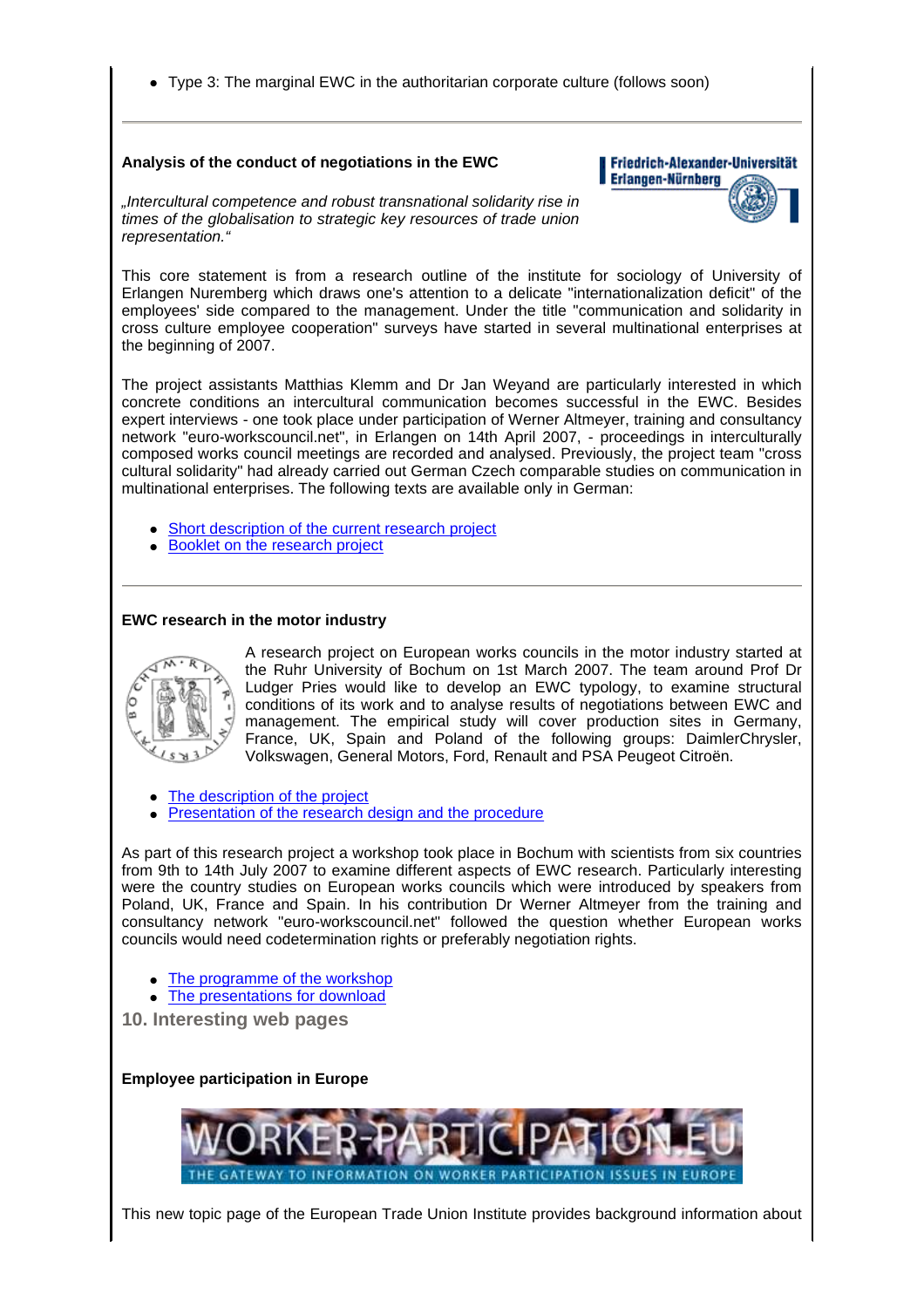- Type 3: The marginal EWC in the authoritarian corporate culture (follows soon)

---

**Analysis of the conduct of negotiations in the EWC**

*„Intercultural competence and robust transnational solidarity rise in times of the globalisation to strategic key resources of trade union representation."*

This core statement is from a research outline of the institute for sociology of University of Erlangen Nuremberg which draws one's attention to a delicate "internationalization deficit" of the employees' side compared to the management. Under the title "communication and solidarity in cross culture employee cooperation" surveys have started in several multinational enterprises at the beginning of 2007.

The project assistants Matthias Klemm and Dr Jan Weyand are particularly interested in which concrete conditions an intercultural communication becomes successful in the EWC. Besides expert interviews - one took place under participation of Werner Altmeyer, training and consultancy network "euro-workscouncil.net", in Erlangen on 14th April 2007, - proceedings in interculturally composed works council meetings are recorded and analysed. Previously, the project team "cross cultural solidarity" had already carried out German Czech comparable studies on communication in multinational enterprises. The following texts are available only in German:

- Short description of the current research project
- Booklet on the research project

---

**EWC research in the motor industry**

A research project on European works councils in the motor industry started at the Ruhr University of Bochum on 1st March 2007. The team around Prof Dr Ludger Pries would like to develop an EWC typology, to examine structural conditions of its work and to analyse results of negotiations between EWC and management. The empirical study will cover production sites in Germany, France, UK, Spain and Poland of the following groups: DaimlerChrysler, Volkswagen, General Motors, Ford, Renault and PSA Peugeot Citroën.

- The description of the project
- Presentation of the research design and the procedure

As part of this research project a workshop took place in Bochum with scientists from six countries from 9th to 14th July 2007 to examine different aspects of EWC research. Particularly interesting were the country studies on European works councils which were introduced by speakers from Poland, UK, France and Spain. In his contribution Dr Werner Altmeyer from the training and consultancy network "euro-workscouncil.net" followed the question whether European works councils would need codetermination rights or preferably negotiation rights.

- The programme of the workshop
- The presentations for download

## 10. Interesting web pages

**Employee participation in Europe**

This new topic page of the European Trade Union Institute provides background information about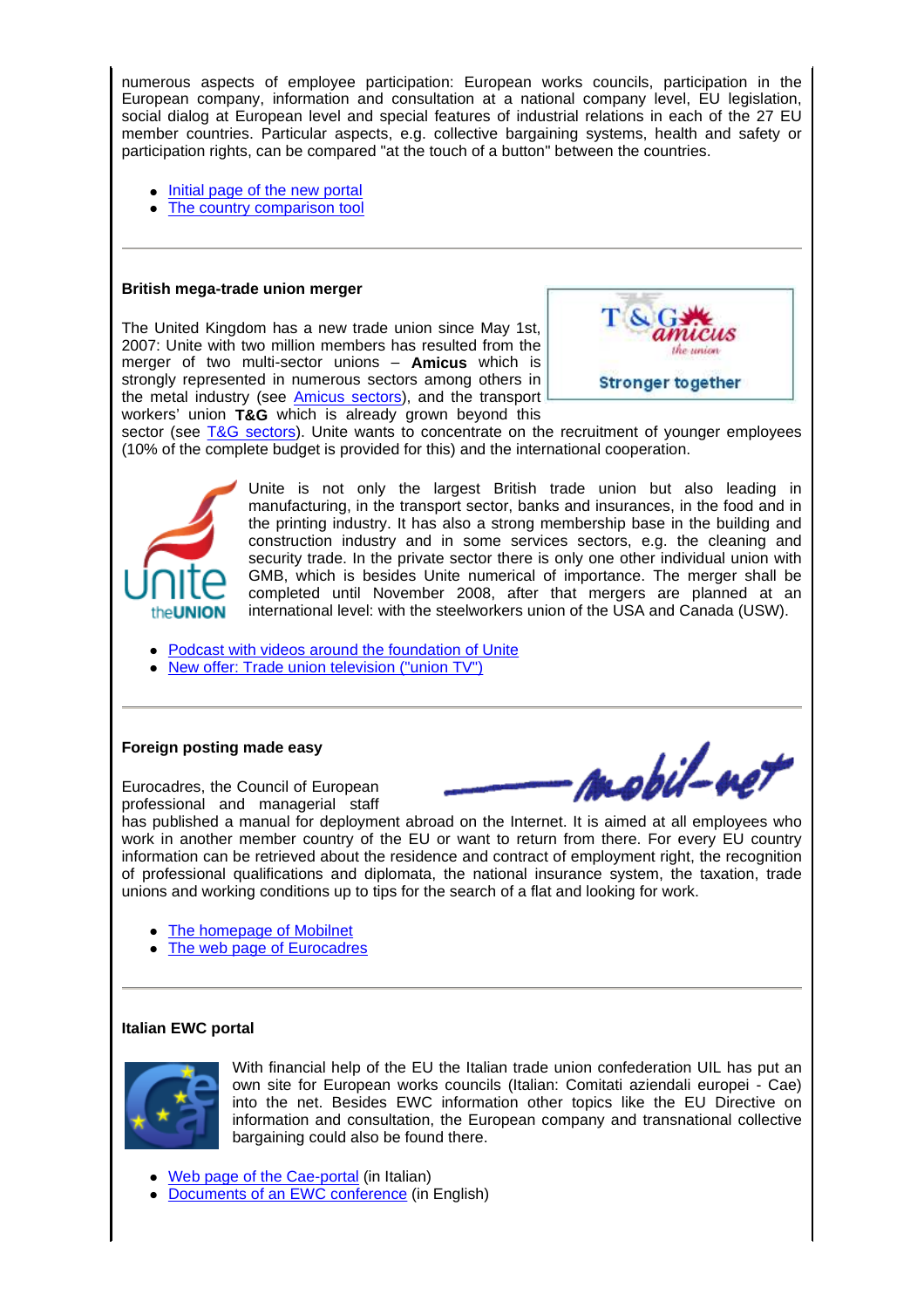numerous aspects of employee participation: European works councils, participation in the European company, information and consultation at a national company level, EU legislation, social dialog at European level and special features of industrial relations in each of the 27 EU member countries. Particular aspects, e.g. collective bargaining systems, health and safety or participation rights, can be compared "at the touch of a button" between the countries.

- Initial page of the new portal
- The country comparison tool

---

**British mega-trade union merger**

The United Kingdom has a new trade union since May 1st, 2007: Unite with two million members has resulted from the merger of two multi-sector unions – **Amicus** which is strongly represented in numerous sectors among others in the metal industry (see Amicus sectors), and the transport workers' union **T&G** which is already grown beyond this sector (see T&G sectors). Unite wants to concentrate on the recruitment of younger employees (10% of the complete budget is provided for this) and the international cooperation.

Unite is not only the largest British trade union but also leading in manufacturing, in the transport sector, banks and insurances, in the food and in the printing industry. It has also a strong membership base in the building and construction industry and in some services sectors, e.g. the cleaning and security trade. In the private sector there is only one other individual union with GMB, which is besides Unite numerical of importance. The merger shall be completed until November 2008, after that mergers are planned at an international level: with the steelworkers union of the USA and Canada (USW).

- Podcast with videos around the foundation of Unite
- New offer: Trade union television ("union TV")

---

**Foreign posting made easy**

Eurocadres, the Council of European professional and managerial staff has published a manual for deployment abroad on the Internet. It is aimed at all employees who work in another member country of the EU or want to return from there. For every EU country information can be retrieved about the residence and contract of employment right, the recognition of professional qualifications and diplomata, the national insurance system, the taxation, trade unions and working conditions up to tips for the search of a flat and looking for work.

- The homepage of Mobilnet
- The web page of Eurocadres

---

**Italian EWC portal**

With financial help of the EU the Italian trade union confederation UIL has put an own site for European works councils (Italian: Comitati aziendali europei - Cae) into the net. Besides EWC information other topics like the EU Directive on information and consultation, the European company and transnational collective bargaining could also be found there.

- Web page of the Cae-portal (in Italian)
- Documents of an EWC conference (in English)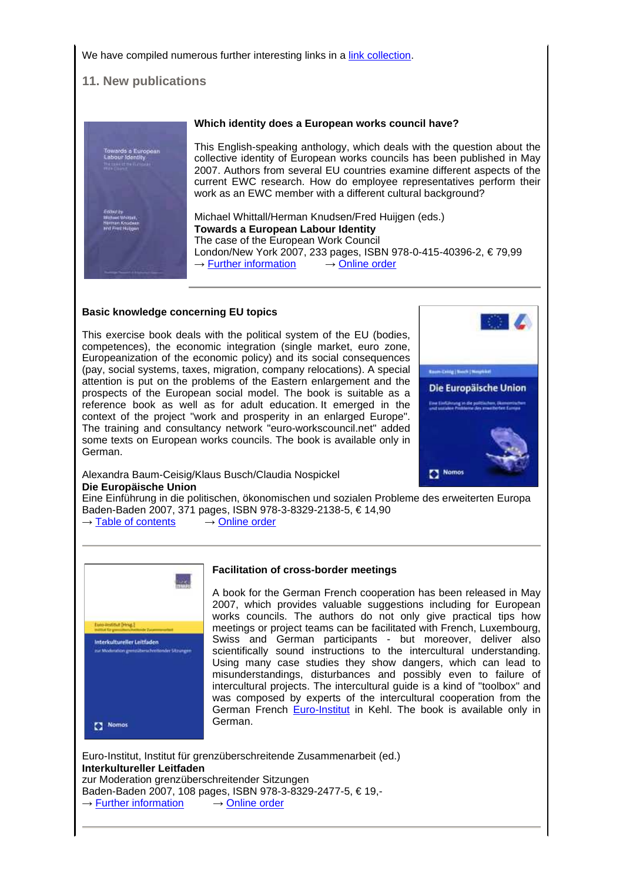We have compiled numerous further interesting links in a link collection.

## 11. New publications

**Which identity does a European works council have?**

This English-speaking anthology, which deals with the question about the collective identity of European works councils has been published in May 2007. Authors from several EU countries examine different aspects of the current EWC research. How do employee representatives perform their work as an EWC member with a different cultural background?

Michael Whittall/Herman Knudsen/Fred Huijgen (eds.)  
**Towards a European Labour Identity**  
The case of the European Work Council  
London/New York 2007, 233 pages, ISBN 978-0-415-40396-2, € 79,99  
→ Further information → Online order

---

**Basic knowledge concerning EU topics**

This exercise book deals with the political system of the EU (bodies, competences), the economic integration (single market, euro zone, Europeanization of the economic policy) and its social consequences (pay, social systems, taxes, migration, company relocations). A special attention is put on the problems of the Eastern enlargement and the prospects of the European social model. The book is suitable as a reference book as well as for adult education. It emerged in the context of the project "work and prosperity in an enlarged Europe". The training and consultancy network "euro-workscouncil.net" added some texts on European works councils. The book is available only in German.

Alexandra Baum-Ceisig/Klaus Busch/Claudia Nospickel  
**Die Europäische Union**  
Eine Einführung in die politischen, ökonomischen und sozialen Probleme des erweiterten Europa  
Baden-Baden 2007, 371 pages, ISBN 978-3-8329-2138-5, € 14,90  
→ Table of contents → Online order

---

**Facilitation of cross-border meetings**

A book for the German French cooperation has been released in May 2007, which provides valuable suggestions including for European works councils. The authors do not only give practical tips how meetings or project teams can be facilitated with French, Luxembourg, Swiss and German participants - but moreover, deliver also scientifically sound instructions to the intercultural understanding. Using many case studies they show dangers, which can lead to misunderstandings, disturbances and possibly even to failure of intercultural projects. The intercultural guide is a kind of "toolbox" and was composed by experts of the intercultural cooperation from the German French Euro-Institut in Kehl. The book is available only in German.

Euro-Institut, Institut für grenzüberschreitende Zusammenarbeit (ed.)  
**Interkultureller Leitfaden**  
zur Moderation grenzüberschreitender Sitzungen  
Baden-Baden 2007, 108 pages, ISBN 978-3-8329-2477-5, € 19,-  
→ Further information → Online order

---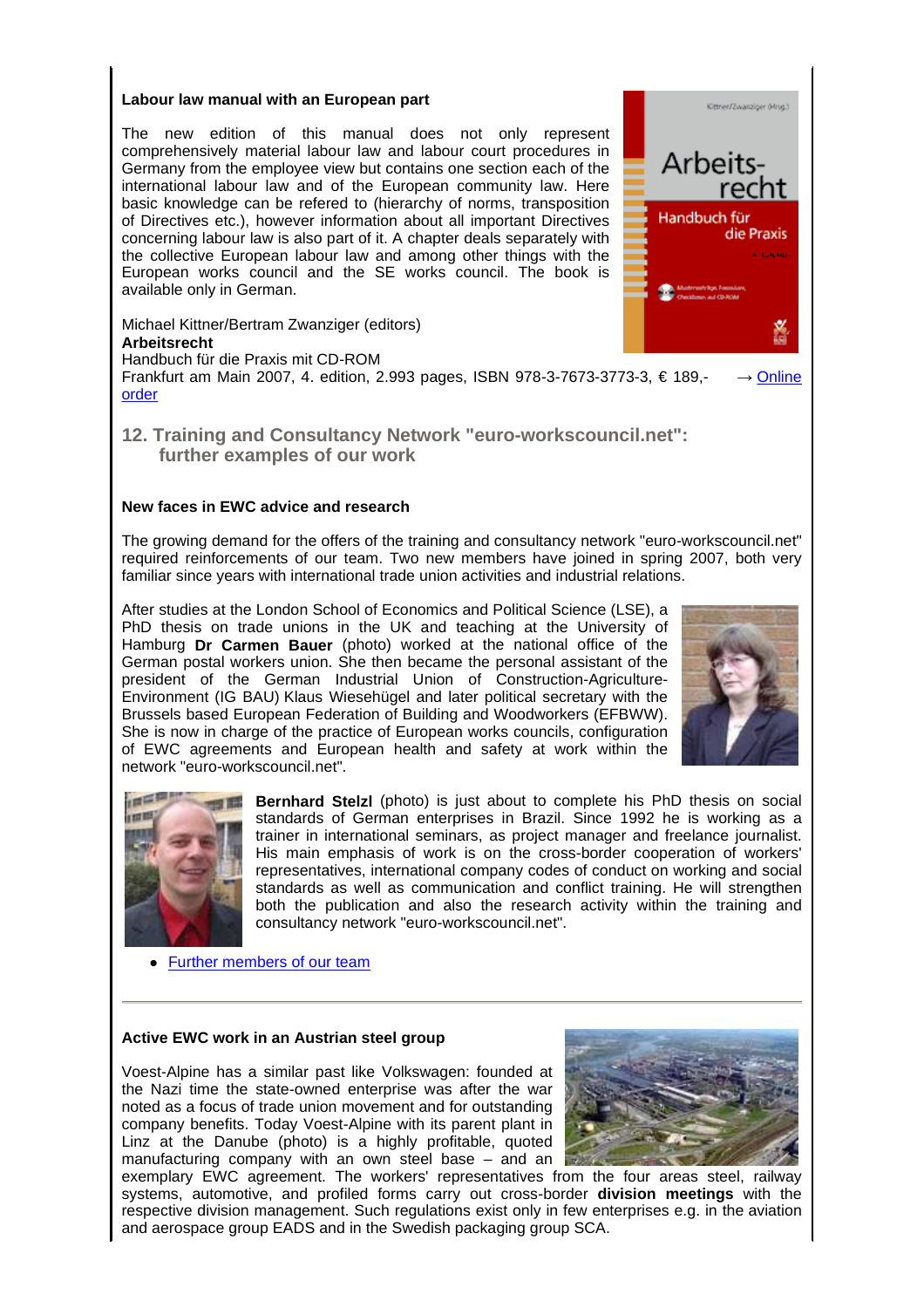**Labour law manual with an European part**

The new edition of this manual does not only represent comprehensively material labour law and labour court procedures in Germany from the employee view but contains one section each of the international labour law and of the European community law. Here basic knowledge can be refered to (hierarchy of norms, transposition of Directives etc.), however information about all important Directives concerning labour law is also part of it. A chapter deals separately with the collective European labour law and among other things with the European works council and the SE works council. The book is available only in German.

Michael Kittner/Bertram Zwanziger (editors)
**Arbeitsrecht**
Handbuch für die Praxis mit CD-ROM
Frankfurt am Main 2007, 4. edition, 2.993 pages, ISBN 978-3-7673-3773-3, € 189,- → Online order

## 12. Training and Consultancy Network "euro-workscouncil.net": further examples of our work

**New faces in EWC advice and research**

The growing demand for the offers of the training and consultancy network "euro-workscouncil.net" required reinforcements of our team. Two new members have joined in spring 2007, both very familiar since years with international trade union activities and industrial relations.

After studies at the London School of Economics and Political Science (LSE), a PhD thesis on trade unions in the UK and teaching at the University of Hamburg **Dr Carmen Bauer** (photo) worked at the national office of the German postal workers union. She then became the personal assistant of the president of the German Industrial Union of Construction-Agriculture-Environment (IG BAU) Klaus Wiesehügel and later political secretary with the Brussels based European Federation of Building and Woodworkers (EFBWW). She is now in charge of the practice of European works councils, configuration of EWC agreements and European health and safety at work within the network "euro-workscouncil.net".

**Bernhard Stelzl** (photo) is just about to complete his PhD thesis on social standards of German enterprises in Brazil. Since 1992 he is working as a trainer in international seminars, as project manager and freelance journalist. His main emphasis of work is on the cross-border cooperation of workers' representatives, international company codes of conduct on working and social standards as well as communication and conflict training. He will strengthen both the publication and also the research activity within the training and consultancy network "euro-workscouncil.net".

- Further members of our team

---

**Active EWC work in an Austrian steel group**

Voest-Alpine has a similar past like Volkswagen: founded at the Nazi time the state-owned enterprise was after the war noted as a focus of trade union movement and for outstanding company benefits. Today Voest-Alpine with its parent plant in Linz at the Danube (photo) is a highly profitable, quoted manufacturing company with an own steel base – and an exemplary EWC agreement. The workers' representatives from the four areas steel, railway systems, automotive, and profiled forms carry out cross-border **division meetings** with the respective division management. Such regulations exist only in few enterprises e.g. in the aviation and aerospace group EADS and in the Swedish packaging group SCA.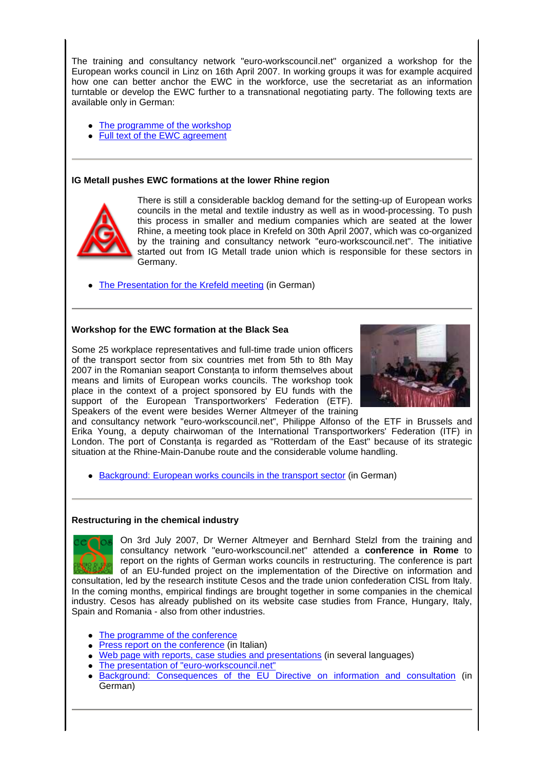The training and consultancy network "euro-workscouncil.net" organized a workshop for the European works council in Linz on 16th April 2007. In working groups it was for example acquired how one can better anchor the EWC in the workforce, use the secretariat as an information turntable or develop the EWC further to a transnational negotiating party. The following texts are available only in German:

- The programme of the workshop
- Full text of the EWC agreement

---

**IG Metall pushes EWC formations at the lower Rhine region**

There is still a considerable backlog demand for the setting-up of European works councils in the metal and textile industry as well as in wood-processing. To push this process in smaller and medium companies which are seated at the lower Rhine, a meeting took place in Krefeld on 30th April 2007, which was co-organized by the training and consultancy network "euro-workscouncil.net". The initiative started out from IG Metall trade union which is responsible for these sectors in Germany.

- The Presentation for the Krefeld meeting (in German)

---

**Workshop for the EWC formation at the Black Sea**

Some 25 workplace representatives and full-time trade union officers of the transport sector from six countries met from 5th to 8th May 2007 in the Romanian seaport Constanța to inform themselves about means and limits of European works councils. The workshop took place in the context of a project sponsored by EU funds with the support of the European Transportworkers' Federation (ETF). Speakers of the event were besides Werner Altmeyer of the training and consultancy network "euro-workscouncil.net", Philippe Alfonso of the ETF in Brussels and Erika Young, a deputy chairwoman of the International Transportworkers' Federation (ITF) in London. The port of Constanța is regarded as "Rotterdam of the East" because of its strategic situation at the Rhine-Main-Danube route and the considerable volume handling.

- Background: European works councils in the transport sector (in German)

---

**Restructuring in the chemical industry**

On 3rd July 2007, Dr Werner Altmeyer and Bernhard Stelzl from the training and consultancy network "euro-workscouncil.net" attended a **conference in Rome** to report on the rights of German works councils in restructuring. The conference is part of an EU-funded project on the implementation of the Directive on information and consultation, led by the research institute Cesos and the trade union confederation CISL from Italy. In the coming months, empirical findings are brought together in some companies in the chemical industry. Cesos has already published on its website case studies from France, Hungary, Italy, Spain and Romania - also from other industries.

- The programme of the conference
- Press report on the conference (in Italian)
- Web page with reports, case studies and presentations (in several languages)
- The presentation of "euro-workscouncil.net"
- Background: Consequences of the EU Directive on information and consultation (in German)

---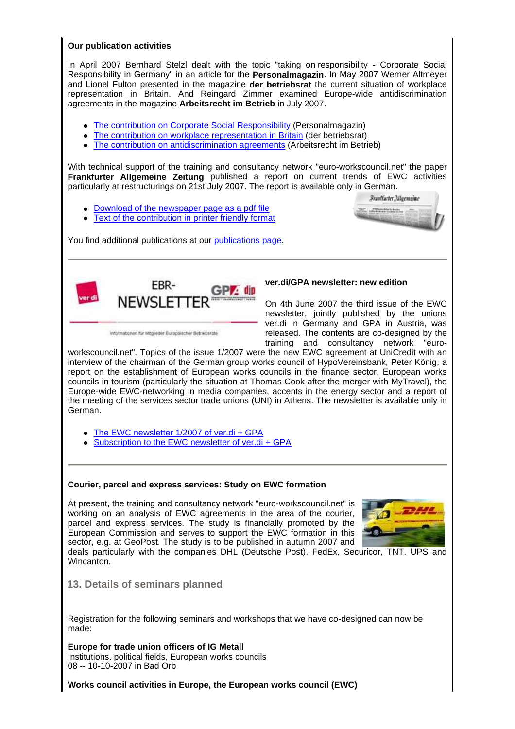**Our publication activities**

In April 2007 Bernhard Stelzl dealt with the topic "taking on responsibility - Corporate Social Responsibility in Germany" in an article for the **Personalmagazin**. In May 2007 Werner Altmeyer and Lionel Fulton presented in the magazine **der betriebsrat** the current situation of workplace representation in Britain. And Reingard Zimmer examined Europe-wide antidiscrimination agreements in the magazine **Arbeitsrecht im Betrieb** in July 2007.

- The contribution on Corporate Social Responsibility (Personalmagazin)
- The contribution on workplace representation in Britain (der betriebsrat)
- The contribution on antidiscrimination agreements (Arbeitsrecht im Betrieb)

With technical support of the training and consultancy network "euro-workscouncil.net" the paper **Frankfurter Allgemeine Zeitung** published a report on current trends of EWC activities particularly at restructurings on 21st July 2007. The report is available only in German.

- Download of the newspaper page as a pdf file
- Text of the contribution in printer friendly format

You find additional publications at our publications page.

---

**ver.di/GPA newsletter: new edition**

On 4th June 2007 the third issue of the EWC newsletter, jointly published by the unions ver.di in Germany and GPA in Austria, was released. The contents are co-designed by the training and consultancy network "euro-workscouncil.net". Topics of the issue 1/2007 were the new EWC agreement at UniCredit with an interview of the chairman of the German group works council of HypoVereinsbank, Peter König, a report on the establishment of European works councils in the finance sector, European works councils in tourism (particularly the situation at Thomas Cook after the merger with MyTravel), the Europe-wide EWC-networking in media companies, accents in the energy sector and a report of the meeting of the services sector trade unions (UNI) in Athens. The newsletter is available only in German.

- The EWC newsletter 1/2007 of ver.di + GPA
- Subscription to the EWC newsletter of ver.di + GPA

---

**Courier, parcel and express services: Study on EWC formation**

At present, the training and consultancy network "euro-workscouncil.net" is working on an analysis of EWC agreements in the area of the courier, parcel and express services. The study is financially promoted by the European Commission and serves to support the EWC formation in this sector, e.g. at GeoPost. The study is to be published in autumn 2007 and deals particularly with the companies DHL (Deutsche Post), FedEx, Securicor, TNT, UPS and Wincanton.

## 13. Details of seminars planned

Registration for the following seminars and workshops that we have co-designed can now be made:

**Europe for trade union officers of IG Metall**
Institutions, political fields, European works councils
08 -- 10-10-2007 in Bad Orb

**Works council activities in Europe, the European works council (EWC)**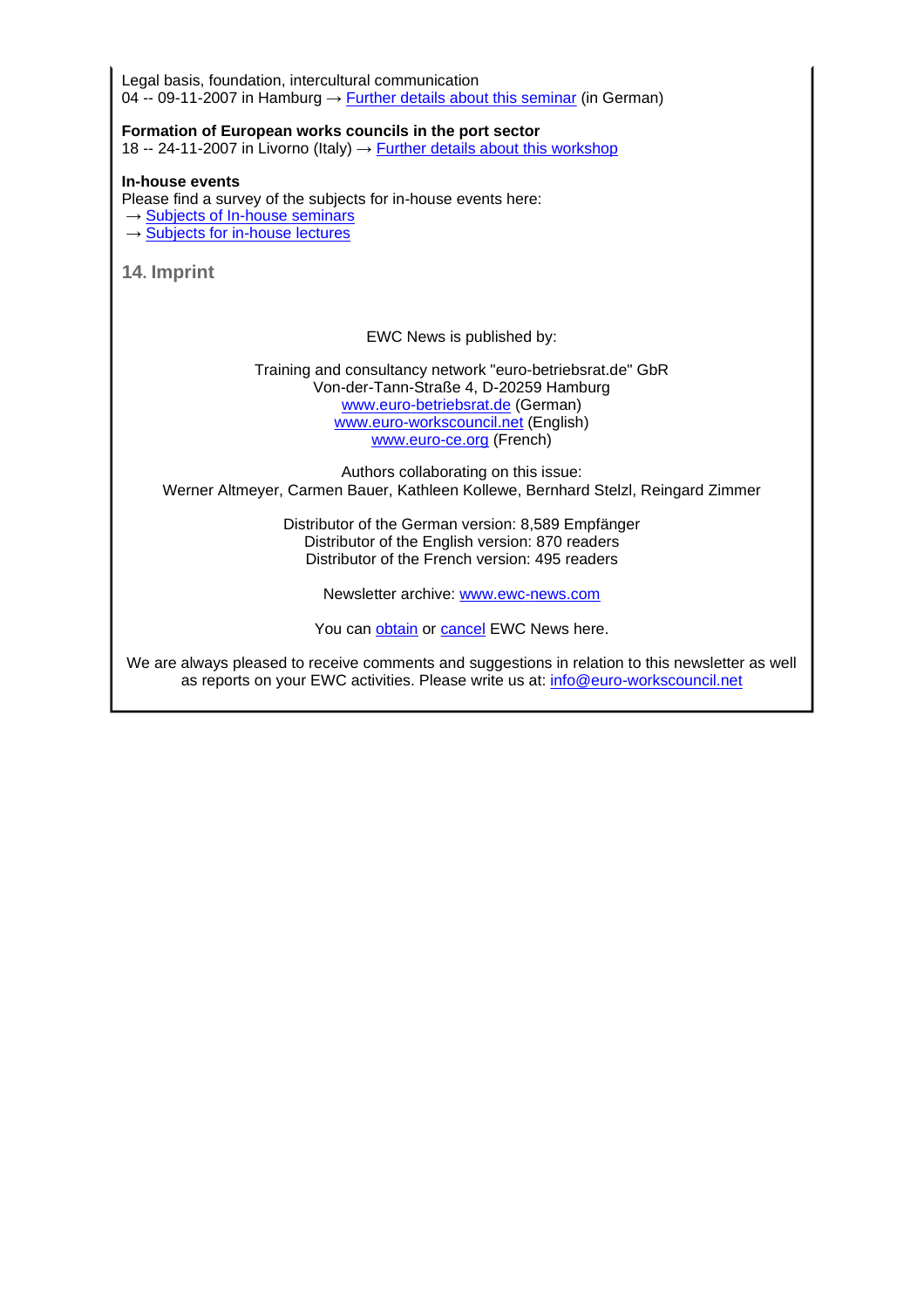Legal basis, foundation, intercultural communication
04 -- 09-11-2007 in Hamburg → Further details about this seminar (in German)

**Formation of European works councils in the port sector**
18 -- 24-11-2007 in Livorno (Italy) → Further details about this workshop

**In-house events**
Please find a survey of the subjects for in-house events here:
→ Subjects of In-house seminars
→ Subjects for in-house lectures

## 14. Imprint

EWC News is published by:

Training and consultancy network "euro-betriebsrat.de" GbR
Von-der-Tann-Straße 4, D-20259 Hamburg
www.euro-betriebsrat.de (German)
www.euro-workscouncil.net (English)
www.euro-ce.org (French)

Authors collaborating on this issue:
Werner Altmeyer, Carmen Bauer, Kathleen Kollewe, Bernhard Stelzl, Reingard Zimmer

Distributor of the German version: 8,589 Empfänger
Distributor of the English version: 870 readers
Distributor of the French version: 495 readers

Newsletter archive: www.ewc-news.com

You can obtain or cancel EWC News here.

We are always pleased to receive comments and suggestions in relation to this newsletter as well as reports on your EWC activities. Please write us at: info@euro-workscouncil.net